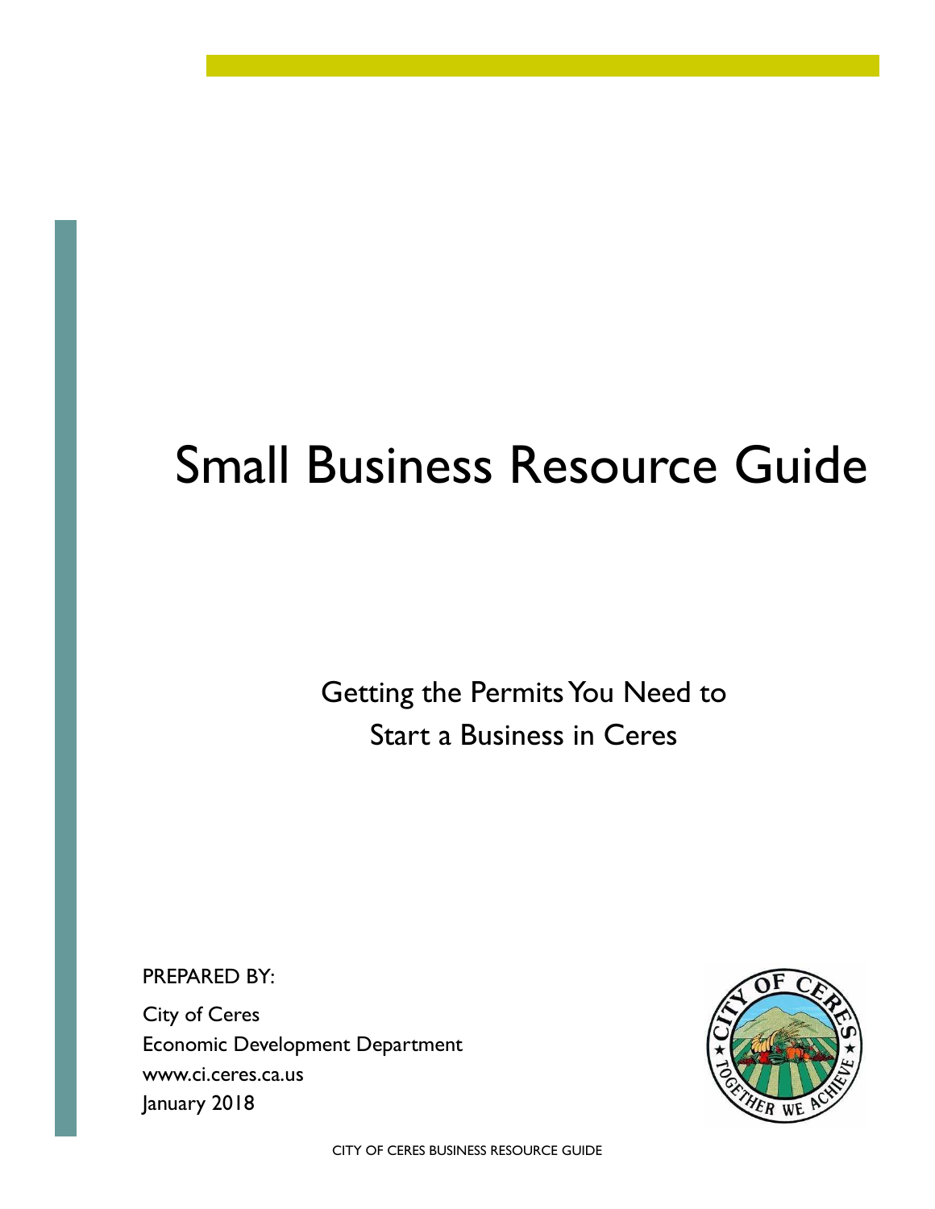# Small Business Resource Guide

## Getting the Permits You Need to Start a Business in Ceres

PREPARED BY:

City of Ceres
Economic Development Department
www.ci.ceres.ca.us
January 2018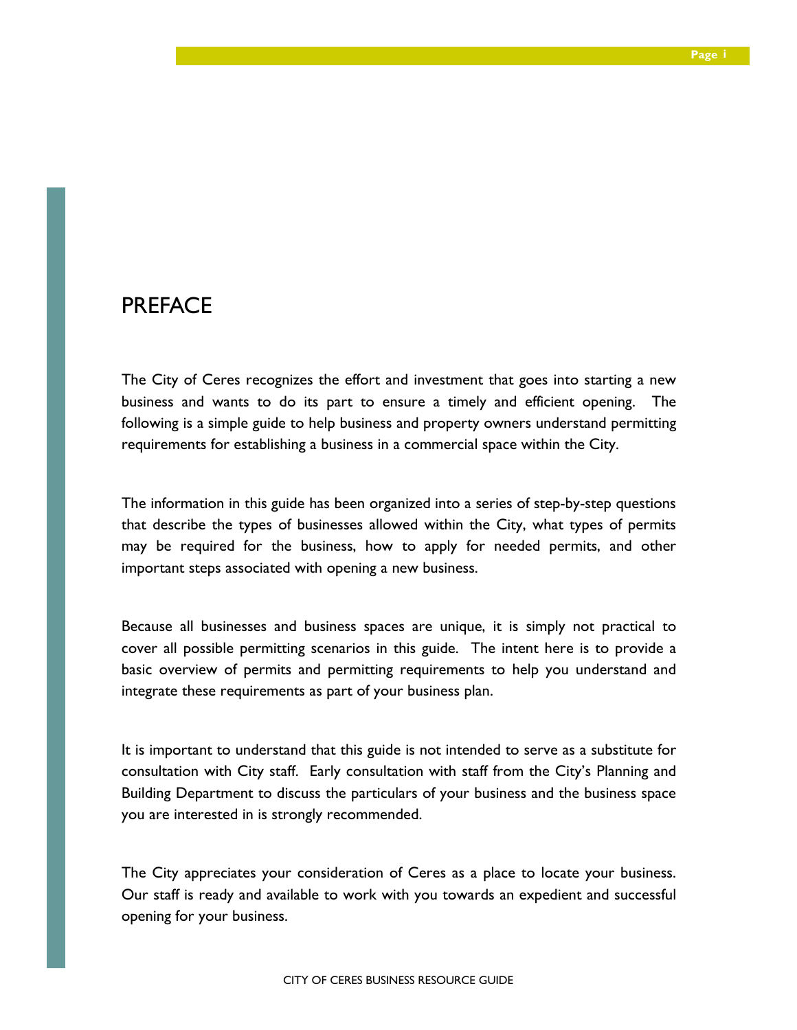# PREFACE

The City of Ceres recognizes the effort and investment that goes into starting a new business and wants to do its part to ensure a timely and efficient opening. The following is a simple guide to help business and property owners understand permitting requirements for establishing a business in a commercial space within the City.

The information in this guide has been organized into a series of step-by-step questions that describe the types of businesses allowed within the City, what types of permits may be required for the business, how to apply for needed permits, and other important steps associated with opening a new business.

Because all businesses and business spaces are unique, it is simply not practical to cover all possible permitting scenarios in this guide. The intent here is to provide a basic overview of permits and permitting requirements to help you understand and integrate these requirements as part of your business plan.

It is important to understand that this guide is not intended to serve as a substitute for consultation with City staff. Early consultation with staff from the City's Planning and Building Department to discuss the particulars of your business and the business space you are interested in is strongly recommended.

The City appreciates your consideration of Ceres as a place to locate your business. Our staff is ready and available to work with you towards an expedient and successful opening for your business.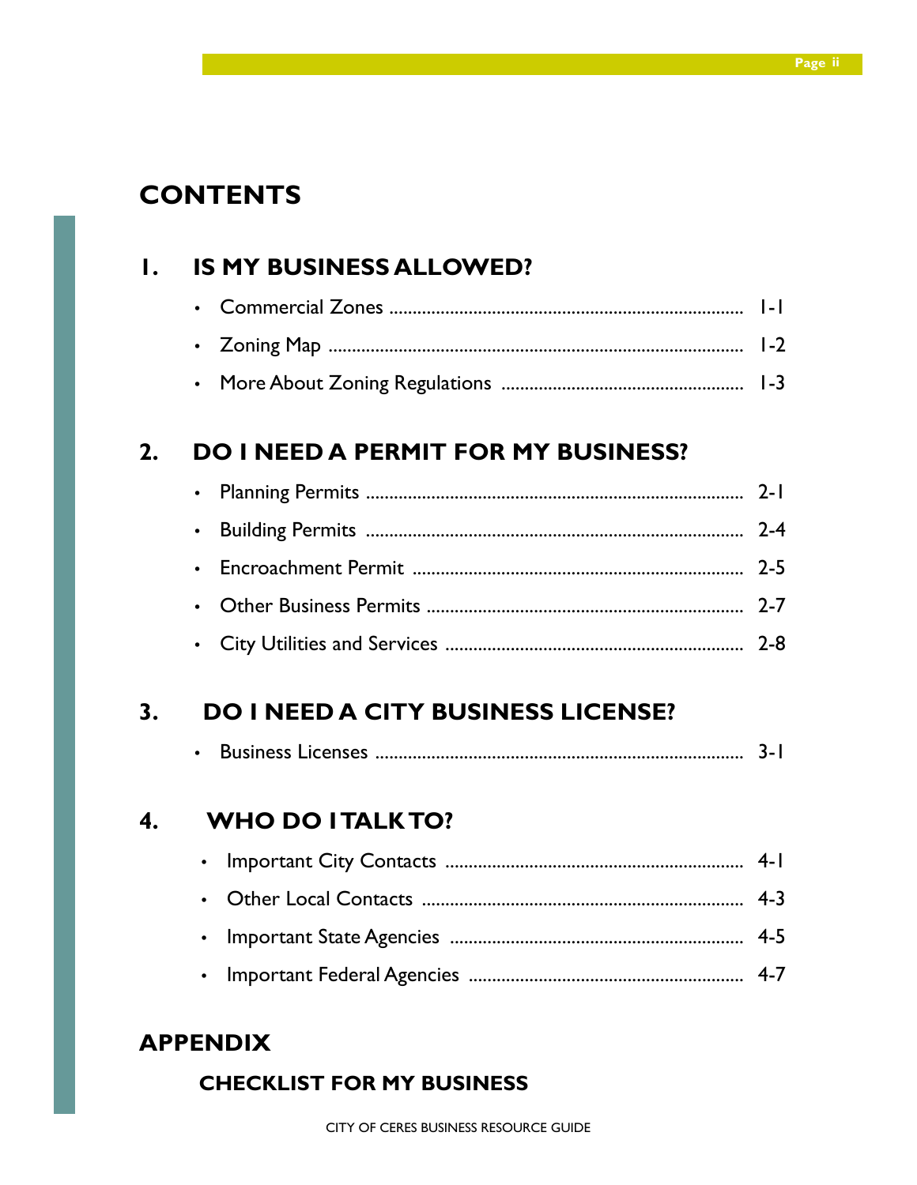# CONTENTS

## 1. IS MY BUSINESS ALLOWED?

- Commercial Zones ........................................ 1-1
- Zoning Map ........................................ 1-2
- More About Zoning Regulations ........................................ 1-3

## 2. DO I NEED A PERMIT FOR MY BUSINESS?

- Planning Permits ........................................ 2-1
- Building Permits ........................................ 2-4
- Encroachment Permit ........................................ 2-5
- Other Business Permits ........................................ 2-7
- City Utilities and Services ........................................ 2-8

## 3. DO I NEED A CITY BUSINESS LICENSE?

- Business Licenses ........................................ 3-1

## 4. WHO DO I TALK TO?

- Important City Contacts ........................................ 4-1
- Other Local Contacts ........................................ 4-3
- Important State Agencies ........................................ 4-5
- Important Federal Agencies ........................................ 4-7

## APPENDIX

### CHECKLIST FOR MY BUSINESS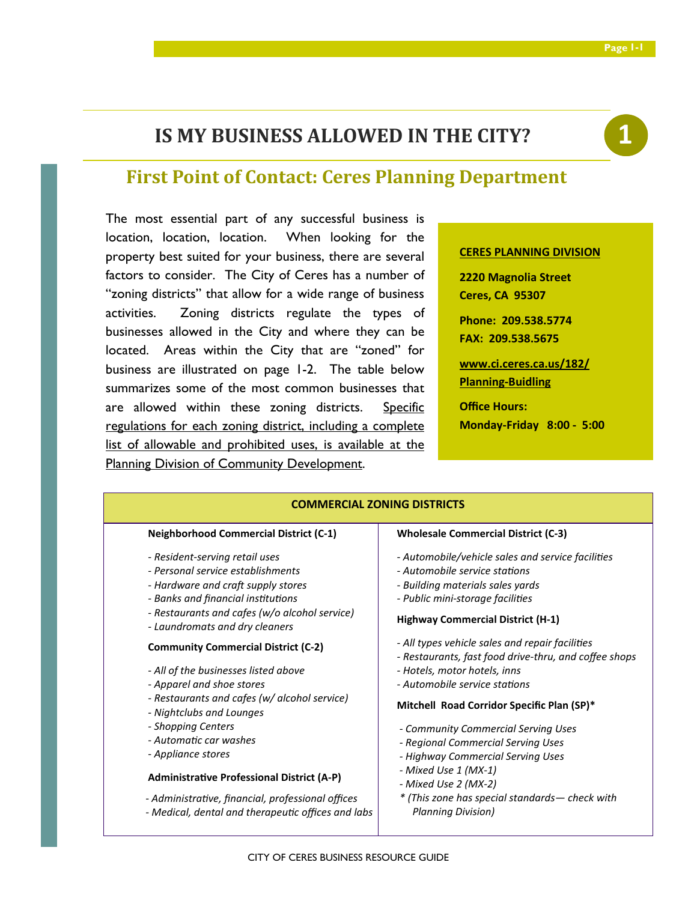# IS MY BUSINESS ALLOWED IN THE CITY?

**1**

## First Point of Contact: Ceres Planning Department

The most essential part of any successful business is location, location, location. When looking for the property best suited for your business, there are several factors to consider. The City of Ceres has a number of "zoning districts" that allow for a wide range of business activities. Zoning districts regulate the types of businesses allowed in the City and where they can be located. Areas within the City that are "zoned" for business are illustrated on page 1-2. The table below summarizes some of the most common businesses that are allowed within these zoning districts. Specific regulations for each zoning district, including a complete list of allowable and prohibited uses, is available at the Planning Division of Community Development.

**CERES PLANNING DIVISION**

**2220 Magnolia Street**
**Ceres, CA 95307**

**Phone: 209.538.5774**
**FAX: 209.538.5675**

**www.ci.ceres.ca.us/182/Planning-Buidling**

**Office Hours:**
**Monday-Friday 8:00 - 5:00**

### COMMERCIAL ZONING DISTRICTS

**Neighborhood Commercial District (C-1)**

- *Resident-serving retail uses*
- *Personal service establishments*
- *Hardware and craft supply stores*
- *Banks and financial institutions*
- *Restaurants and cafes (w/o alcohol service)*
- *Laundromats and dry cleaners*

**Community Commercial District (C-2)**

- *All of the businesses listed above*
- *Apparel and shoe stores*
- *Restaurants and cafes (w/ alcohol service)*
- *Nightclubs and Lounges*
- *Shopping Centers*
- *Automatic car washes*
- *Appliance stores*

**Administrative Professional District (A-P)**

- *Administrative, financial, professional offices*
- *Medical, dental and therapeutic offices and labs*

**Wholesale Commercial District (C-3)**

- *Automobile/vehicle sales and service facilities*
- *Automobile service stations*
- *Building materials sales yards*
- *Public mini-storage facilities*

**Highway Commercial District (H-1)**

- *All types vehicle sales and repair facilities*
- *Restaurants, fast food drive-thru, and coffee shops*
- *Hotels, motor hotels, inns*
- *Automobile service stations*

**Mitchell Road Corridor Specific Plan (SP)***

- *Community Commercial Serving Uses*
- *Regional Commercial Serving Uses*
- *Highway Commercial Serving Uses*
- *Mixed Use 1 (MX-1)*
- *Mixed Use 2 (MX-2)*

*\* (This zone has special standards— check with Planning Division)*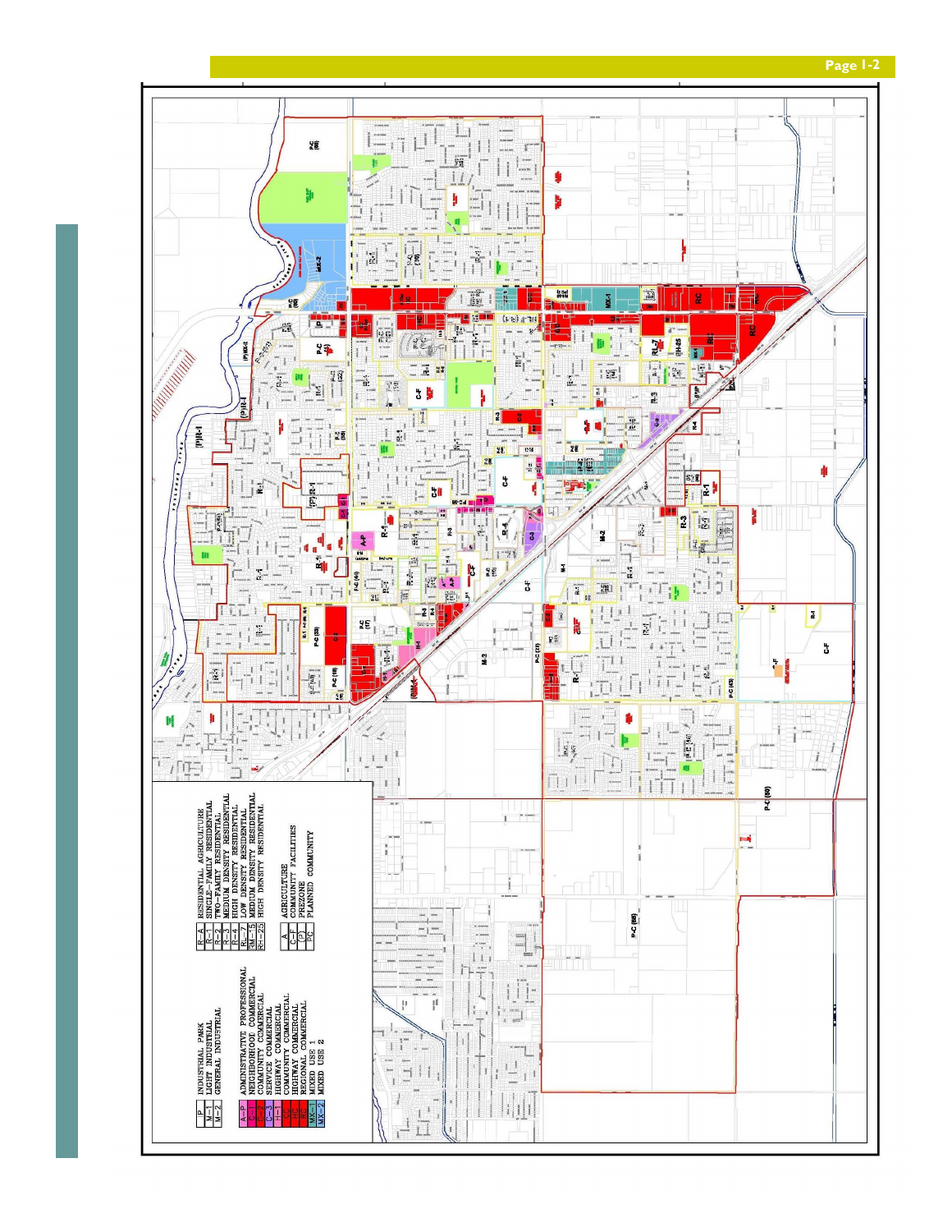| | |
|---|---|
| P | INDUSTRIAL PARK |
| M-1 | LIGHT INDUSTRIAL |
| M-2 | GENERAL INDUSTRIAL |
| A-P | ADMINISTRATIVE PROFESSIONAL |
| C-1 | NEIGHBORHOOD COMMERCIAL |
| C-2 | COMMUNITY COMMERCIAL |
| C-3 | SERVICE COMMERCIAL |
| H-1 | HIGHWAY COMMERCIAL |
| CC | COMMUNITY COMMERCIAL |
| HC | HIGHWAY COMMERCIAL |
| RC | REGIONAL COMMERCIAL |
| MX-1 | MIXED USE 1 |
| MX-2 | MIXED USE 2 |
| R-A | RESIDENTIAL AGRICULTURE |
| R-1 | SINGLE-FAMILY RESIDENTIAL |
| R-2 | TWO-FAMILY RESIDENTIAL |
| R-3 | MEDIUM DENSITY RESIDENTIAL |
| R-4 | HIGH DENSITY RESIDENTIAL |
| RL-7 | LOW DENSITY RESIDENTIAL |
| RM-15 | MEDIUM DENSITY RESIDENTIAL |
| RH-25 | HIGH DENSITY RESIDENTIAL |
| A | AGRICULTURE |
| C-F | COMMUNITY FACILITIES |
| (P) | PREZONE |
| PC | PLANNED COMMUNITY |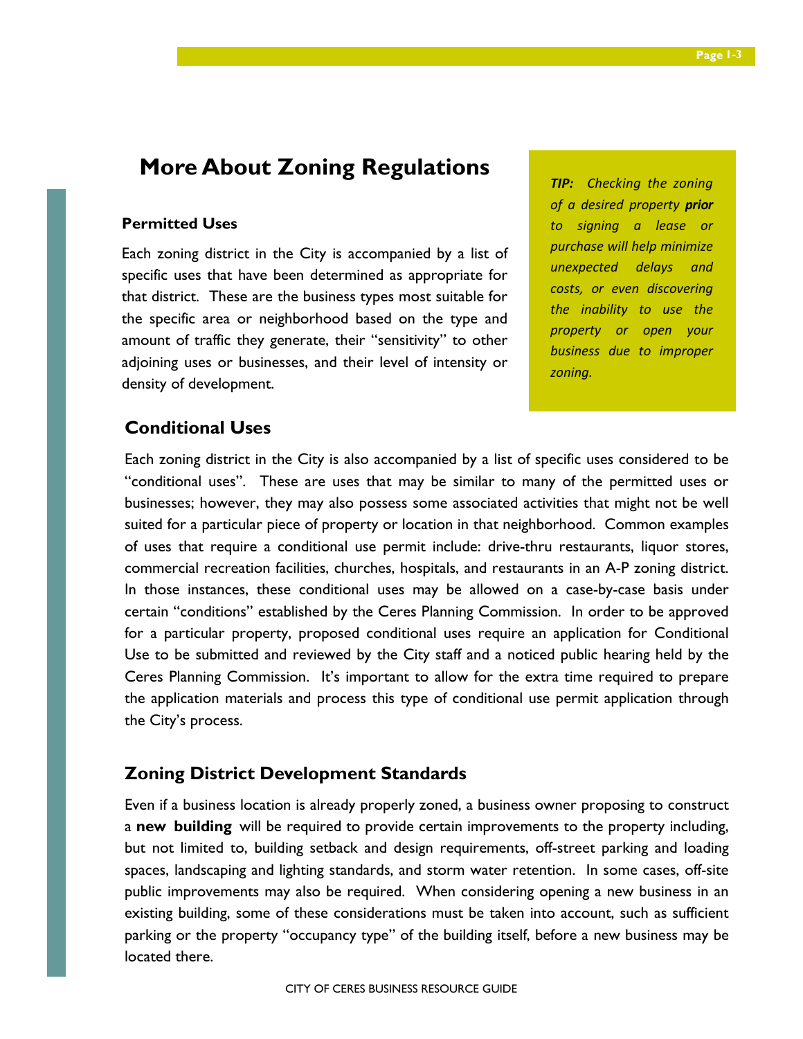# More About Zoning Regulations

### Permitted Uses

Each zoning district in the City is accompanied by a list of specific uses that have been determined as appropriate for that district. These are the business types most suitable for the specific area or neighborhood based on the type and amount of traffic they generate, their "sensitivity" to other adjoining uses or businesses, and their level of intensity or density of development.

> ***TIP:*** *Checking the zoning of a desired property* ***prior*** *to signing a lease or purchase will help minimize unexpected delays and costs, or even discovering the inability to use the property or open your business due to improper zoning.*

## Conditional Uses

Each zoning district in the City is also accompanied by a list of specific uses considered to be "conditional uses". These are uses that may be similar to many of the permitted uses or businesses; however, they may also possess some associated activities that might not be well suited for a particular piece of property or location in that neighborhood. Common examples of uses that require a conditional use permit include: drive-thru restaurants, liquor stores, commercial recreation facilities, churches, hospitals, and restaurants in an A-P zoning district. In those instances, these conditional uses may be allowed on a case-by-case basis under certain "conditions" established by the Ceres Planning Commission. In order to be approved for a particular property, proposed conditional uses require an application for Conditional Use to be submitted and reviewed by the City staff and a noticed public hearing held by the Ceres Planning Commission. It's important to allow for the extra time required to prepare the application materials and process this type of conditional use permit application through the City's process.

## Zoning District Development Standards

Even if a business location is already properly zoned, a business owner proposing to construct a **new building** will be required to provide certain improvements to the property including, but not limited to, building setback and design requirements, off-street parking and loading spaces, landscaping and lighting standards, and storm water retention. In some cases, off-site public improvements may also be required. When considering opening a new business in an existing building, some of these considerations must be taken into account, such as sufficient parking or the property "occupancy type" of the building itself, before a new business may be located there.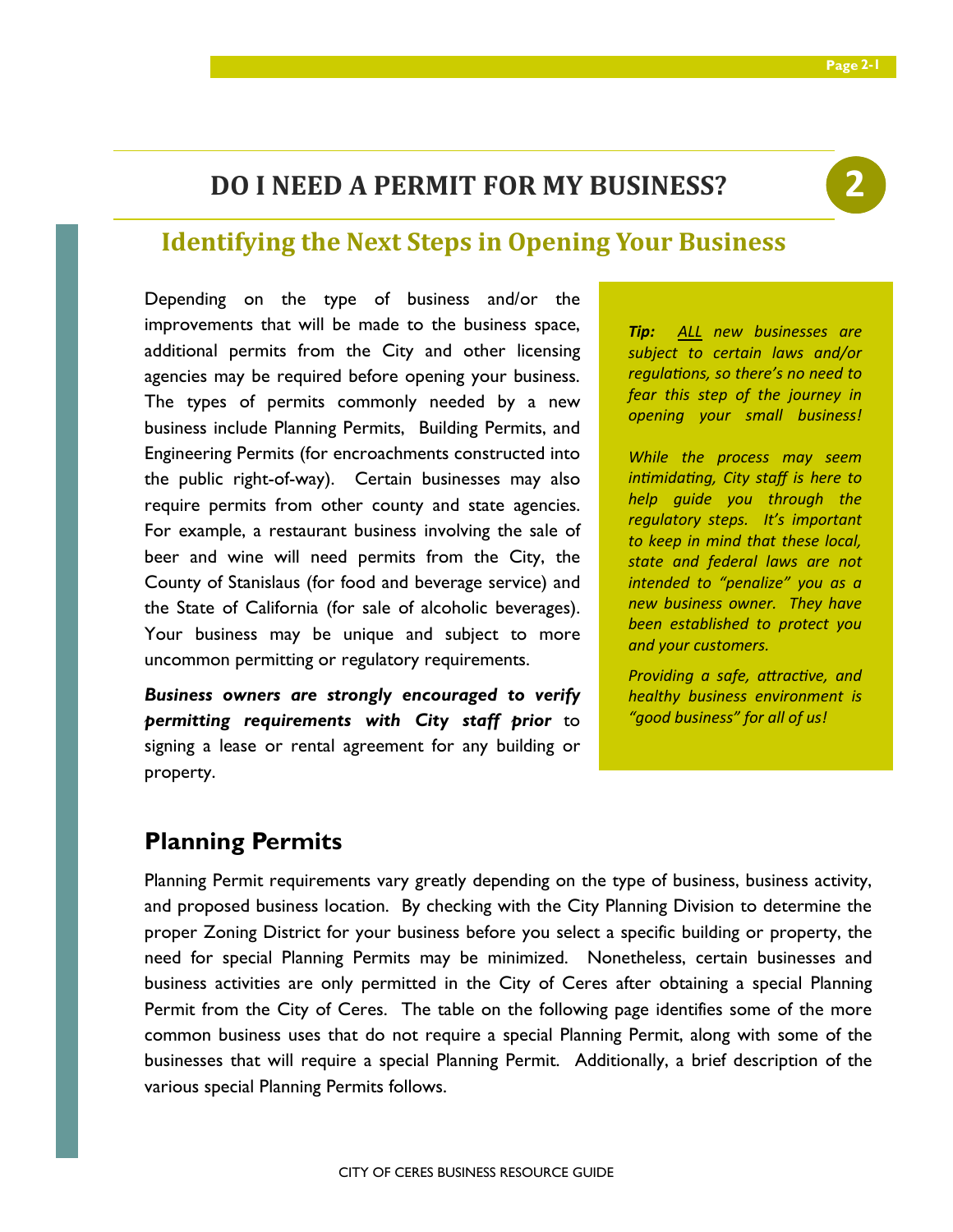# DO I NEED A PERMIT FOR MY BUSINESS?

2

## Identifying the Next Steps in Opening Your Business

Depending on the type of business and/or the improvements that will be made to the business space, additional permits from the City and other licensing agencies may be required before opening your business. The types of permits commonly needed by a new business include Planning Permits, Building Permits, and Engineering Permits (for encroachments constructed into the public right-of-way). Certain businesses may also require permits from other county and state agencies. For example, a restaurant business involving the sale of beer and wine will need permits from the City, the County of Stanislaus (for food and beverage service) and the State of California (for sale of alcoholic beverages). Your business may be unique and subject to more uncommon permitting or regulatory requirements.

***Business owners are strongly encouraged to verify permitting requirements with City staff prior*** to signing a lease or rental agreement for any building or property.

> ***Tip:*** *ALL new businesses are subject to certain laws and/or regulations, so there's no need to fear this step of the journey in opening your small business!*
>
> *While the process may seem intimidating, City staff is here to help guide you through the regulatory steps. It's important to keep in mind that these local, state and federal laws are not intended to "penalize" you as a new business owner. They have been established to protect you and your customers.*
>
> *Providing a safe, attractive, and healthy business environment is "good business" for all of us!*

### Planning Permits

Planning Permit requirements vary greatly depending on the type of business, business activity, and proposed business location. By checking with the City Planning Division to determine the proper Zoning District for your business before you select a specific building or property, the need for special Planning Permits may be minimized. Nonetheless, certain businesses and business activities are only permitted in the City of Ceres after obtaining a special Planning Permit from the City of Ceres. The table on the following page identifies some of the more common business uses that do not require a special Planning Permit, along with some of the businesses that will require a special Planning Permit. Additionally, a brief description of the various special Planning Permits follows.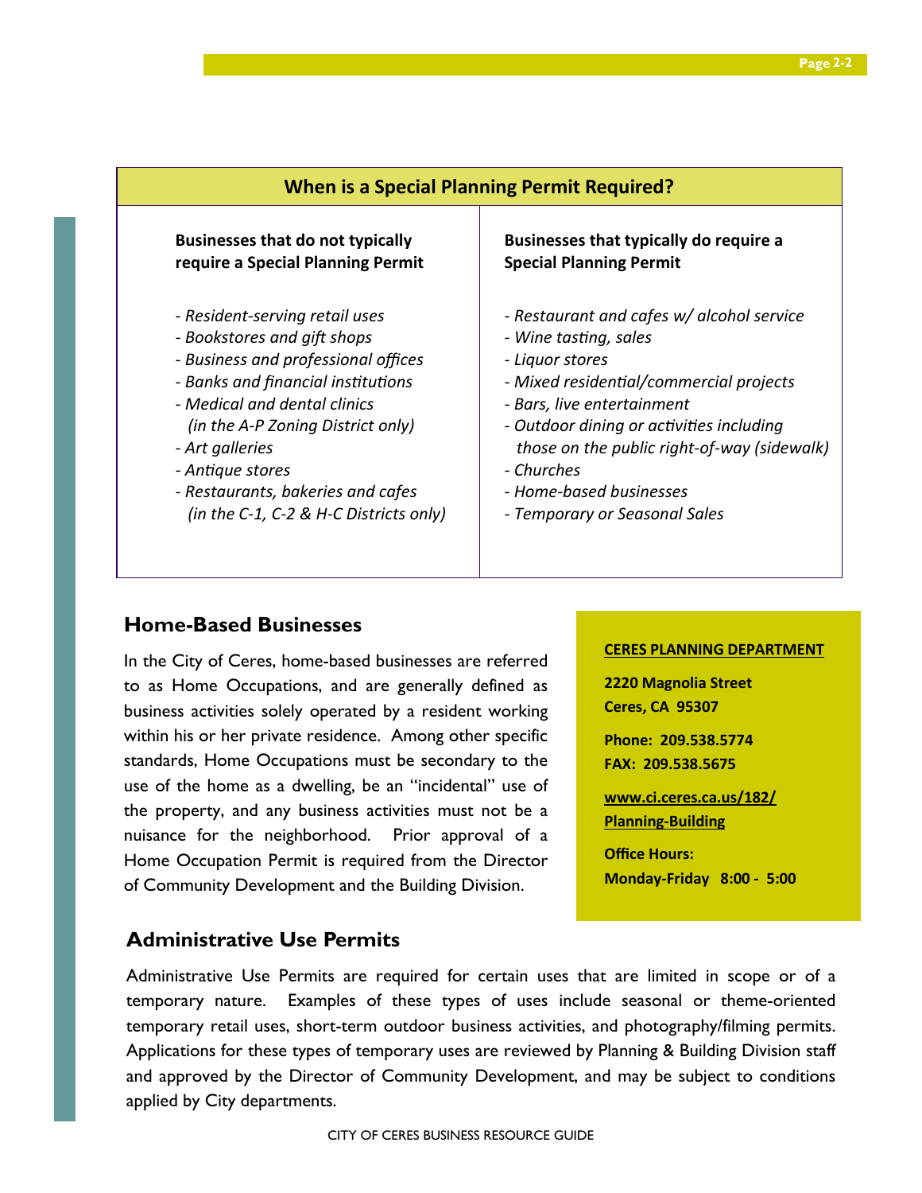## When is a Special Planning Permit Required?

| Businesses that do not typically require a Special Planning Permit | Businesses that typically do require a Special Planning Permit |
|---|---|
| *- Resident-serving retail uses* | *- Restaurant and cafes w/ alcohol service* |
| *- Bookstores and gift shops* | *- Wine tasting, sales* |
| *- Business and professional offices* | *- Liquor stores* |
| *- Banks and financial institutions* | *- Mixed residential/commercial projects* |
| *- Medical and dental clinics (in the A-P Zoning District only)* | *- Bars, live entertainment* |
| *- Art galleries* | *- Outdoor dining or activities including those on the public right-of-way (sidewalk)* |
| *- Antique stores* | *- Churches* |
| *- Restaurants, bakeries and cafes (in the C-1, C-2 & H-C Districts only)* | *- Home-based businesses* |
| | *- Temporary or Seasonal Sales* |

## Home-Based Businesses

In the City of Ceres, home-based businesses are referred to as Home Occupations, and are generally defined as business activities solely operated by a resident working within his or her private residence. Among other specific standards, Home Occupations must be secondary to the use of the home as a dwelling, be an "incidental" use of the property, and any business activities must not be a nuisance for the neighborhood. Prior approval of a Home Occupation Permit is required from the Director of Community Development and the Building Division.

**CERES PLANNING DEPARTMENT**

**2220 Magnolia Street**
**Ceres, CA 95307**

**Phone: 209.538.5774**
**FAX: 209.538.5675**

**www.ci.ceres.ca.us/182/Planning-Building**

**Office Hours:**
**Monday-Friday 8:00 - 5:00**

## Administrative Use Permits

Administrative Use Permits are required for certain uses that are limited in scope or of a temporary nature. Examples of these types of uses include seasonal or theme-oriented temporary retail uses, short-term outdoor business activities, and photography/filming permits. Applications for these types of temporary uses are reviewed by Planning & Building Division staff and approved by the Director of Community Development, and may be subject to conditions applied by City departments.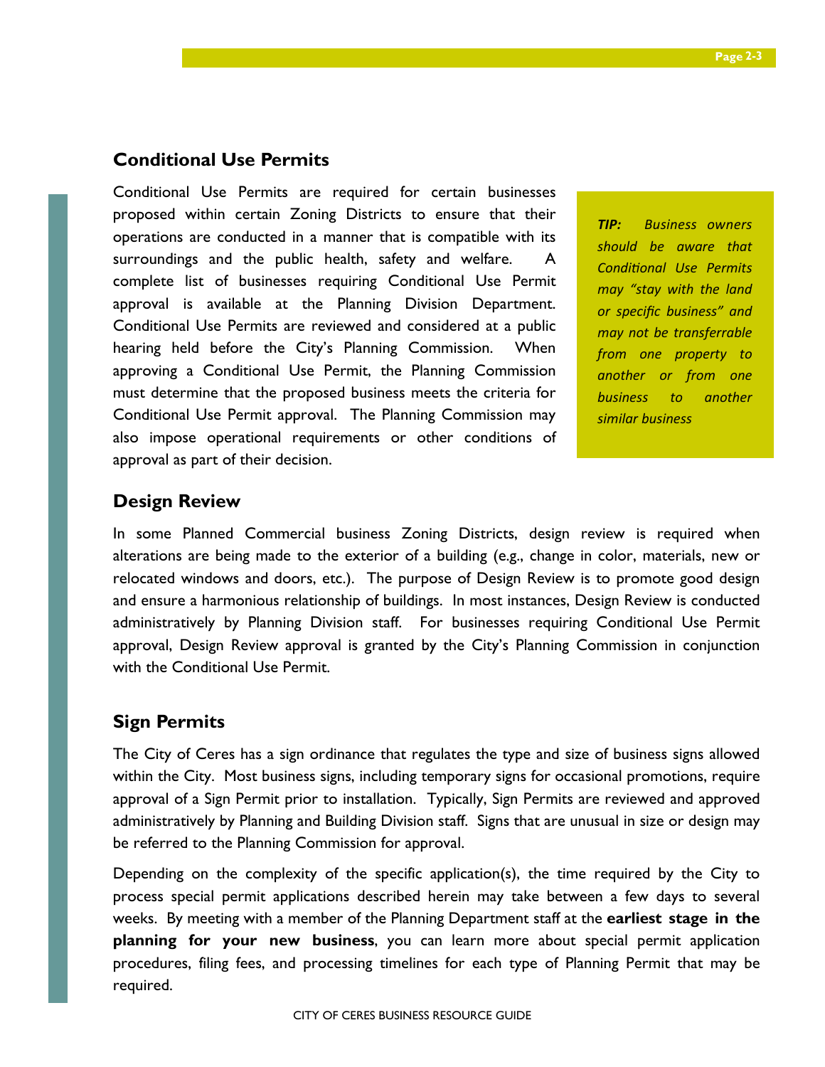## Conditional Use Permits

Conditional Use Permits are required for certain businesses proposed within certain Zoning Districts to ensure that their operations are conducted in a manner that is compatible with its surroundings and the public health, safety and welfare. A complete list of businesses requiring Conditional Use Permit approval is available at the Planning Division Department. Conditional Use Permits are reviewed and considered at a public hearing held before the City's Planning Commission. When approving a Conditional Use Permit, the Planning Commission must determine that the proposed business meets the criteria for Conditional Use Permit approval. The Planning Commission may also impose operational requirements or other conditions of approval as part of their decision.

> ***TIP:*** *Business owners should be aware that Conditional Use Permits may "stay with the land or specific business" and may not be transferrable from one property to another or from one business to another similar business*

## Design Review

In some Planned Commercial business Zoning Districts, design review is required when alterations are being made to the exterior of a building (e.g., change in color, materials, new or relocated windows and doors, etc.). The purpose of Design Review is to promote good design and ensure a harmonious relationship of buildings. In most instances, Design Review is conducted administratively by Planning Division staff. For businesses requiring Conditional Use Permit approval, Design Review approval is granted by the City's Planning Commission in conjunction with the Conditional Use Permit.

## Sign Permits

The City of Ceres has a sign ordinance that regulates the type and size of business signs allowed within the City. Most business signs, including temporary signs for occasional promotions, require approval of a Sign Permit prior to installation. Typically, Sign Permits are reviewed and approved administratively by Planning and Building Division staff. Signs that are unusual in size or design may be referred to the Planning Commission for approval.

Depending on the complexity of the specific application(s), the time required by the City to process special permit applications described herein may take between a few days to several weeks. By meeting with a member of the Planning Department staff at the **earliest stage in the planning for your new business**, you can learn more about special permit application procedures, filing fees, and processing timelines for each type of Planning Permit that may be required.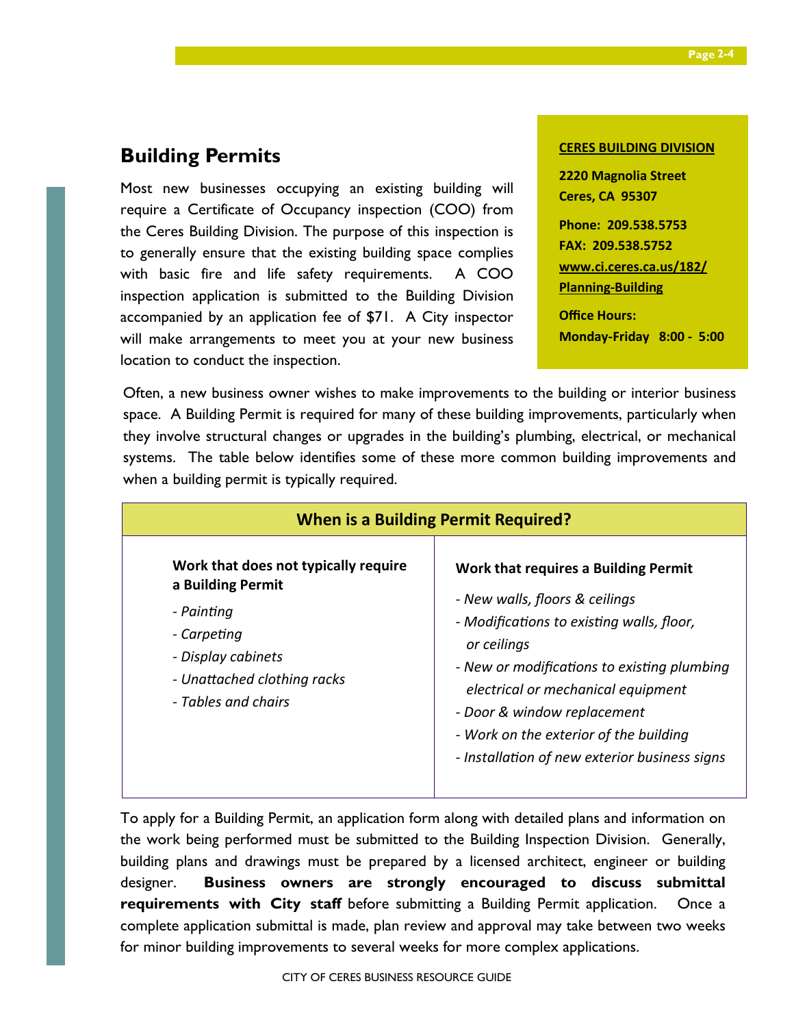## Building Permits

Most new businesses occupying an existing building will require a Certificate of Occupancy inspection (COO) from the Ceres Building Division. The purpose of this inspection is to generally ensure that the existing building space complies with basic fire and life safety requirements. A COO inspection application is submitted to the Building Division accompanied by an application fee of $71. A City inspector will make arrangements to meet you at your new business location to conduct the inspection.

**CERES BUILDING DIVISION**

**2220 Magnolia Street**
**Ceres, CA 95307**

**Phone: 209.538.5753**
**FAX: 209.538.5752**
**www.ci.ceres.ca.us/182/Planning-Building**

**Office Hours:**
**Monday-Friday 8:00 - 5:00**

Often, a new business owner wishes to make improvements to the building or interior business space. A Building Permit is required for many of these building improvements, particularly when they involve structural changes or upgrades in the building's plumbing, electrical, or mechanical systems. The table below identifies some of these more common building improvements and when a building permit is typically required.

| When is a Building Permit Required? | |
|---|---|
| **Work that does not typically require a Building Permit** | **Work that requires a Building Permit** |
| *- Painting* | *- New walls, floors & ceilings* |
| *- Carpeting* | *- Modifications to existing walls, floor, or ceilings* |
| *- Display cabinets* | *- New or modifications to existing plumbing electrical or mechanical equipment* |
| *- Unattached clothing racks* | *- Door & window replacement* |
| *- Tables and chairs* | *- Work on the exterior of the building* |
| | *- Installation of new exterior business signs* |

To apply for a Building Permit, an application form along with detailed plans and information on the work being performed must be submitted to the Building Inspection Division. Generally, building plans and drawings must be prepared by a licensed architect, engineer or building designer. **Business owners are strongly encouraged to discuss submittal requirements with City staff** before submitting a Building Permit application. Once a complete application submittal is made, plan review and approval may take between two weeks for minor building improvements to several weeks for more complex applications.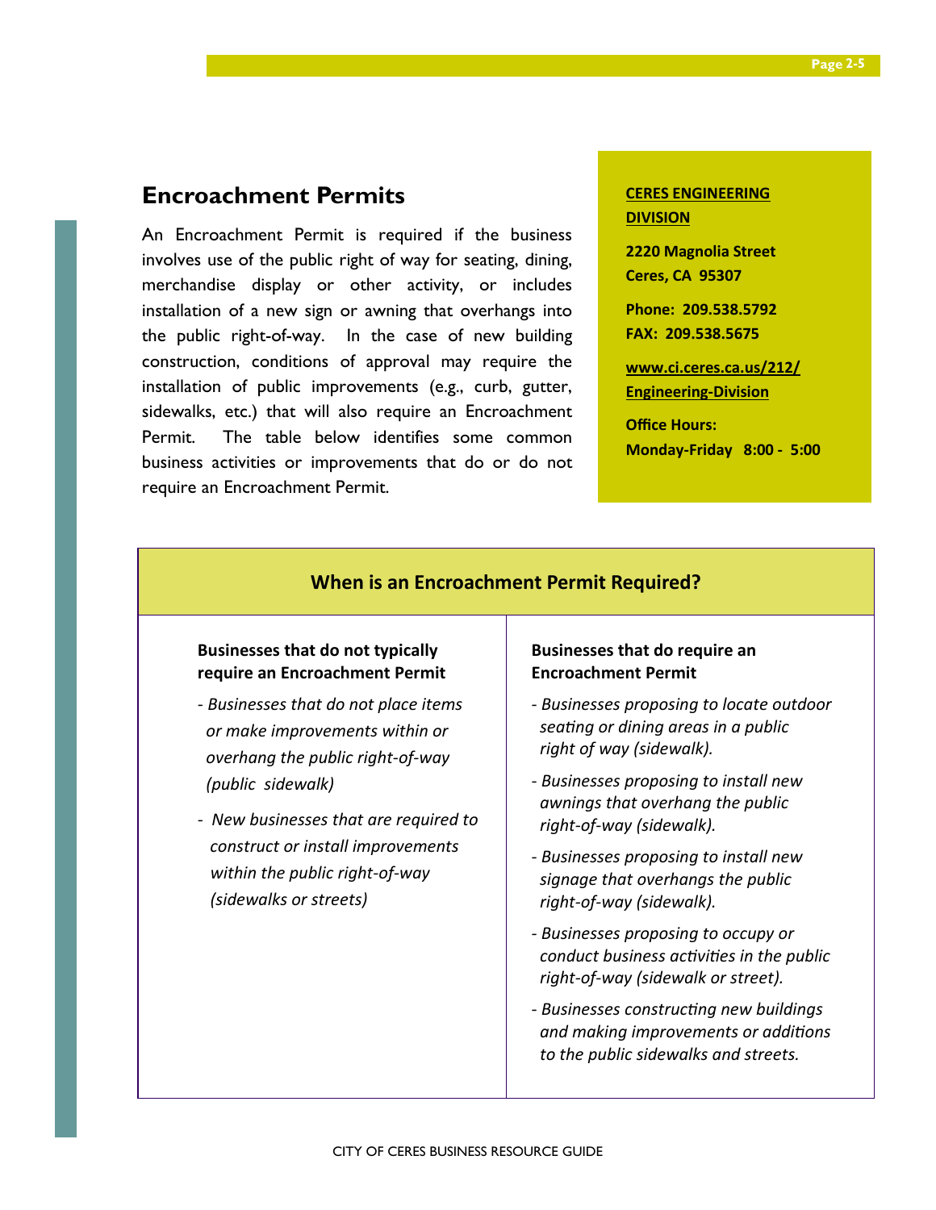## Encroachment Permits

An Encroachment Permit is required if the business involves use of the public right of way for seating, dining, merchandise display or other activity, or includes installation of a new sign or awning that overhangs into the public right-of-way. In the case of new building construction, conditions of approval may require the installation of public improvements (e.g., curb, gutter, sidewalks, etc.) that will also require an Encroachment Permit. The table below identifies some common business activities or improvements that do or do not require an Encroachment Permit.

**CERES ENGINEERING DIVISION**

**2220 Magnolia Street**
**Ceres, CA 95307**

**Phone: 209.538.5792**
**FAX: 209.538.5675**

**www.ci.ceres.ca.us/212/Engineering-Division**

**Office Hours:**
**Monday-Friday 8:00 - 5:00**

| When is an Encroachment Permit Required? | |
|---|---|
| **Businesses that do not typically require an Encroachment Permit** | **Businesses that do require an Encroachment Permit** |
| *- Businesses that do not place items or make improvements within or overhang the public right-of-way (public sidewalk)*<br><br>*- New businesses that are required to construct or install improvements within the public right-of-way (sidewalks or streets)* | *- Businesses proposing to locate outdoor seating or dining areas in a public right of way (sidewalk).*<br><br>*- Businesses proposing to install new awnings that overhang the public right-of-way (sidewalk).*<br><br>*- Businesses proposing to install new signage that overhangs the public right-of-way (sidewalk).*<br><br>*- Businesses proposing to occupy or conduct business activities in the public right-of-way (sidewalk or street).*<br><br>*- Businesses constructing new buildings and making improvements or additions to the public sidewalks and streets.* |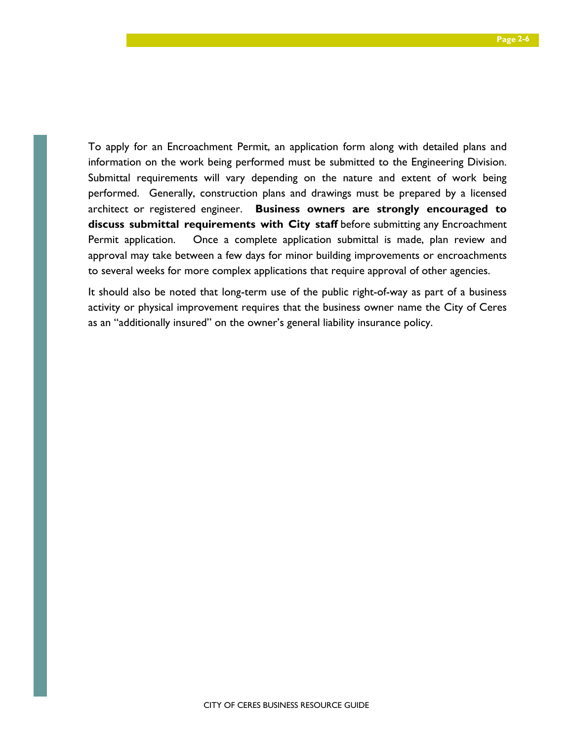To apply for an Encroachment Permit, an application form along with detailed plans and information on the work being performed must be submitted to the Engineering Division. Submittal requirements will vary depending on the nature and extent of work being performed. Generally, construction plans and drawings must be prepared by a licensed architect or registered engineer. **Business owners are strongly encouraged to discuss submittal requirements with City staff** before submitting any Encroachment Permit application. Once a complete application submittal is made, plan review and approval may take between a few days for minor building improvements or encroachments to several weeks for more complex applications that require approval of other agencies.

It should also be noted that long-term use of the public right-of-way as part of a business activity or physical improvement requires that the business owner name the City of Ceres as an "additionally insured" on the owner's general liability insurance policy.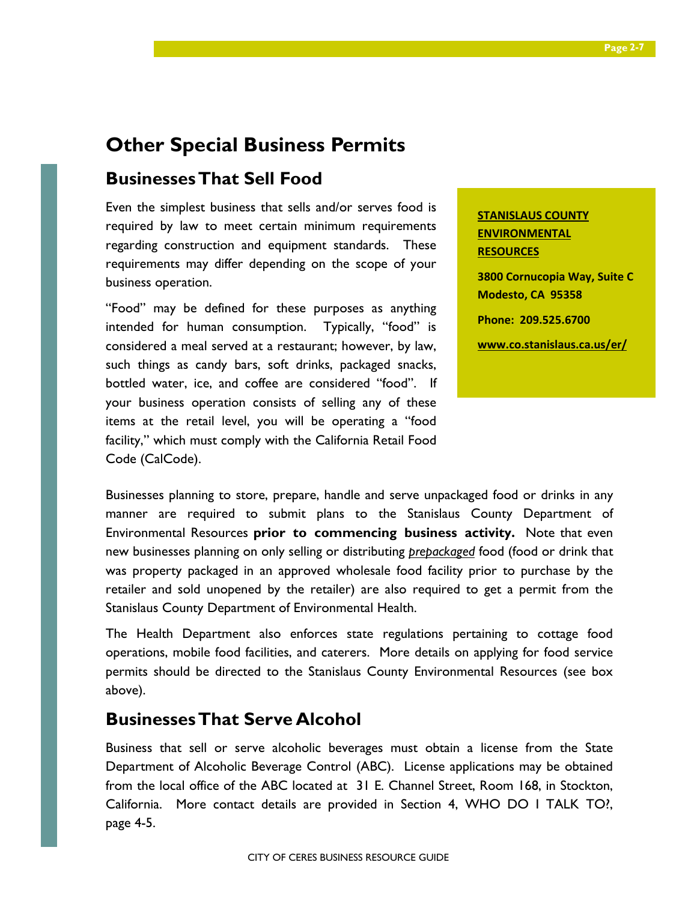# Other Special Business Permits

## Businesses That Sell Food

Even the simplest business that sells and/or serves food is required by law to meet certain minimum requirements regarding construction and equipment standards. These requirements may differ depending on the scope of your business operation.

"Food" may be defined for these purposes as anything intended for human consumption. Typically, "food" is considered a meal served at a restaurant; however, by law, such things as candy bars, soft drinks, packaged snacks, bottled water, ice, and coffee are considered "food". If your business operation consists of selling any of these items at the retail level, you will be operating a "food facility," which must comply with the California Retail Food Code (CalCode).

**STANISLAUS COUNTY ENVIRONMENTAL RESOURCES**

**3800 Cornucopia Way, Suite C**
**Modesto, CA 95358**

**Phone: 209.525.6700**

**www.co.stanislaus.ca.us/er/**

Businesses planning to store, prepare, handle and serve unpackaged food or drinks in any manner are required to submit plans to the Stanislaus County Department of Environmental Resources **prior to commencing business activity.** Note that even new businesses planning on only selling or distributing *prepackaged* food (food or drink that was property packaged in an approved wholesale food facility prior to purchase by the retailer and sold unopened by the retailer) are also required to get a permit from the Stanislaus County Department of Environmental Health.

The Health Department also enforces state regulations pertaining to cottage food operations, mobile food facilities, and caterers. More details on applying for food service permits should be directed to the Stanislaus County Environmental Resources (see box above).

## Businesses That Serve Alcohol

Business that sell or serve alcoholic beverages must obtain a license from the State Department of Alcoholic Beverage Control (ABC). License applications may be obtained from the local office of the ABC located at 31 E. Channel Street, Room 168, in Stockton, California. More contact details are provided in Section 4, WHO DO I TALK TO?, page 4-5.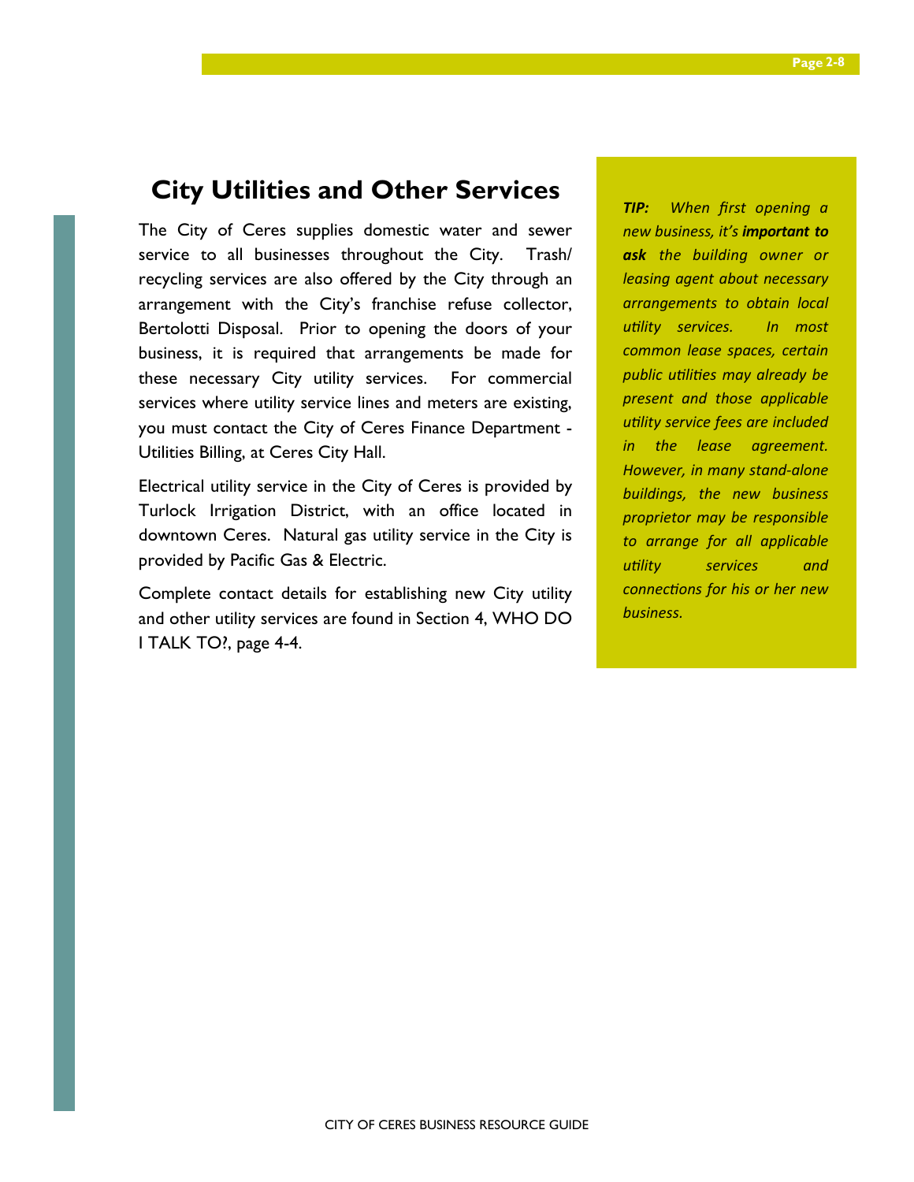# City Utilities and Other Services

The City of Ceres supplies domestic water and sewer service to all businesses throughout the City. Trash/ recycling services are also offered by the City through an arrangement with the City's franchise refuse collector, Bertolotti Disposal. Prior to opening the doors of your business, it is required that arrangements be made for these necessary City utility services. For commercial services where utility service lines and meters are existing, you must contact the City of Ceres Finance Department - Utilities Billing, at Ceres City Hall.

Electrical utility service in the City of Ceres is provided by Turlock Irrigation District, with an office located in downtown Ceres. Natural gas utility service in the City is provided by Pacific Gas & Electric.

Complete contact details for establishing new City utility and other utility services are found in Section 4, WHO DO I TALK TO?, page 4-4.

***TIP:*** *When first opening a new business, it's* ***important to ask*** *the building owner or leasing agent about necessary arrangements to obtain local utility services. In most common lease spaces, certain public utilities may already be present and those applicable utility service fees are included in the lease agreement. However, in many stand-alone buildings, the new business proprietor may be responsible to arrange for all applicable utility services and connections for his or her new business.*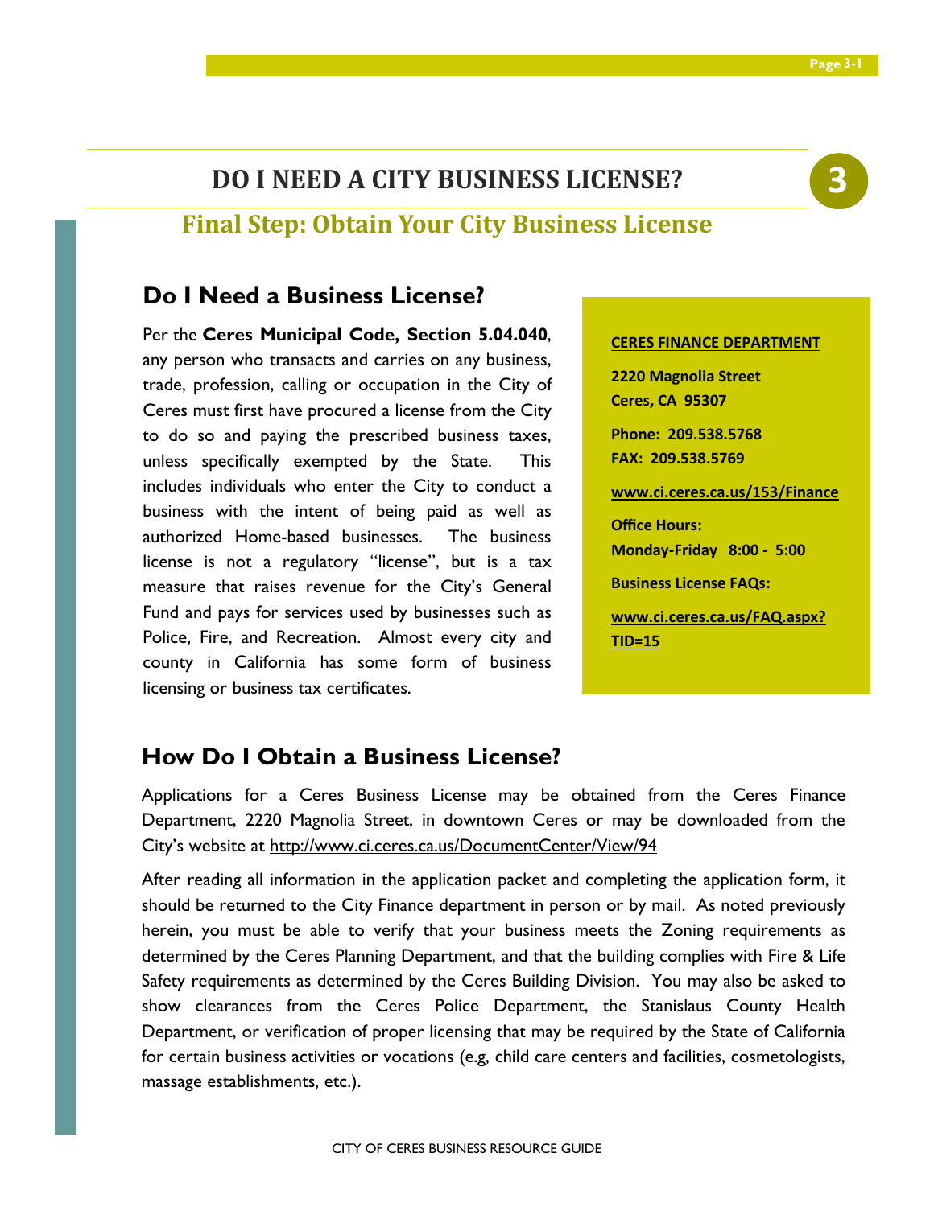# DO I NEED A CITY BUSINESS LICENSE?

3

## Final Step: Obtain Your City Business License

### Do I Need a Business License?

Per the **Ceres Municipal Code, Section 5.04.040**, any person who transacts and carries on any business, trade, profession, calling or occupation in the City of Ceres must first have procured a license from the City to do so and paying the prescribed business taxes, unless specifically exempted by the State. This includes individuals who enter the City to conduct a business with the intent of being paid as well as authorized Home-based businesses. The business license is not a regulatory "license", but is a tax measure that raises revenue for the City's General Fund and pays for services used by businesses such as Police, Fire, and Recreation. Almost every city and county in California has some form of business licensing or business tax certificates.

**CERES FINANCE DEPARTMENT**

**2220 Magnolia Street**
**Ceres, CA 95307**

**Phone: 209.538.5768**
**FAX: 209.538.5769**

**www.ci.ceres.ca.us/153/Finance**

**Office Hours:**
**Monday-Friday 8:00 - 5:00**

**Business License FAQs:**

**www.ci.ceres.ca.us/FAQ.aspx?TID=15**

### How Do I Obtain a Business License?

Applications for a Ceres Business License may be obtained from the Ceres Finance Department, 2220 Magnolia Street, in downtown Ceres or may be downloaded from the City's website at http://www.ci.ceres.ca.us/DocumentCenter/View/94

After reading all information in the application packet and completing the application form, it should be returned to the City Finance department in person or by mail. As noted previously herein, you must be able to verify that your business meets the Zoning requirements as determined by the Ceres Planning Department, and that the building complies with Fire & Life Safety requirements as determined by the Ceres Building Division. You may also be asked to show clearances from the Ceres Police Department, the Stanislaus County Health Department, or verification of proper licensing that may be required by the State of California for certain business activities or vocations (e.g, child care centers and facilities, cosmetologists, massage establishments, etc.).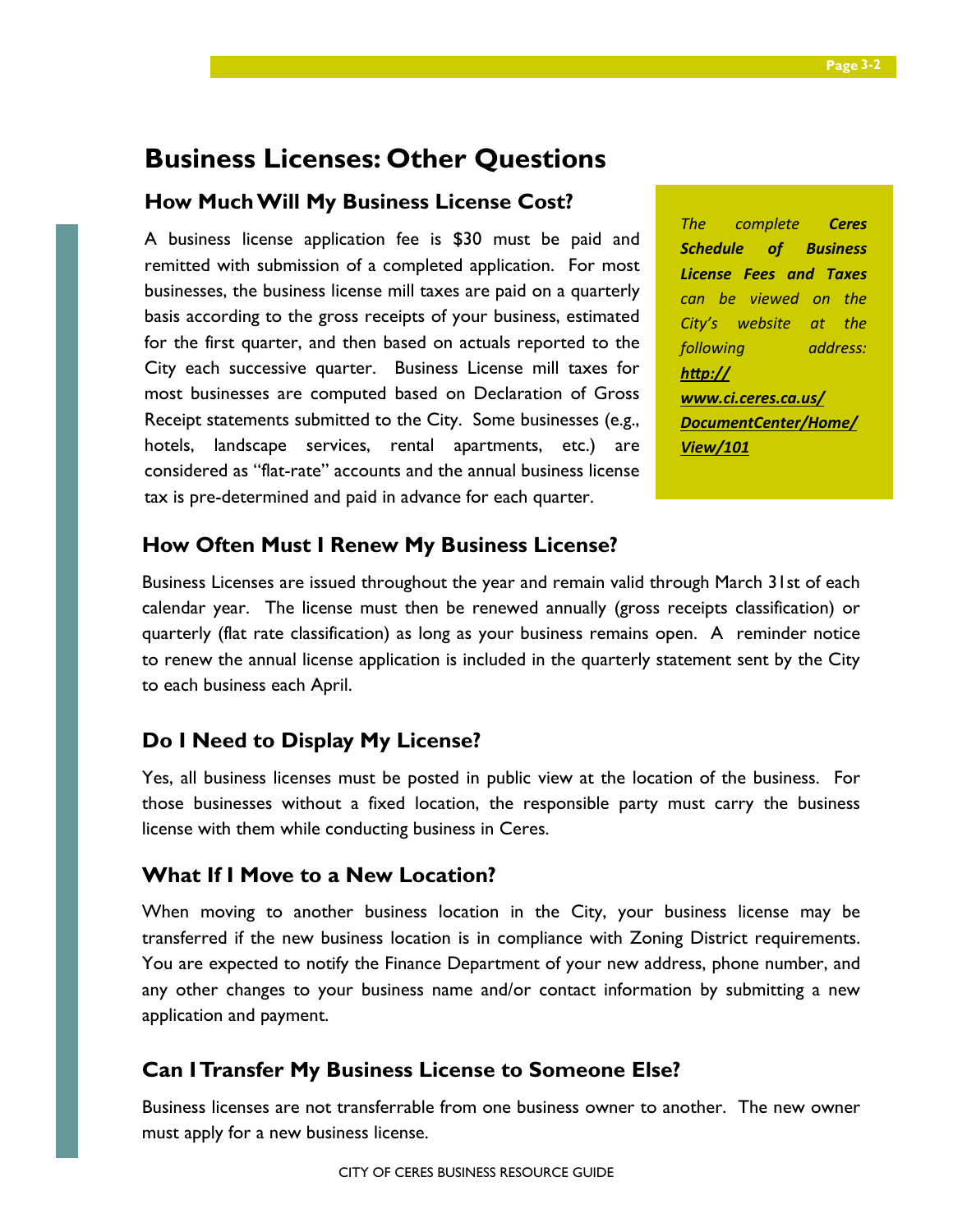# Business Licenses: Other Questions

## How Much Will My Business License Cost?

A business license application fee is $30 must be paid and remitted with submission of a completed application. For most businesses, the business license mill taxes are paid on a quarterly basis according to the gross receipts of your business, estimated for the first quarter, and then based on actuals reported to the City each successive quarter. Business License mill taxes for most businesses are computed based on Declaration of Gross Receipt statements submitted to the City. Some businesses (e.g., hotels, landscape services, rental apartments, etc.) are considered as "flat-rate" accounts and the annual business license tax is pre-determined and paid in advance for each quarter.

*The complete **Ceres Schedule of Business License Fees and Taxes** can be viewed on the City's website at the following address:* ***http://www.ci.ceres.ca.us/DocumentCenter/Home/View/101***

## How Often Must I Renew My Business License?

Business Licenses are issued throughout the year and remain valid through March 31st of each calendar year. The license must then be renewed annually (gross receipts classification) or quarterly (flat rate classification) as long as your business remains open. A reminder notice to renew the annual license application is included in the quarterly statement sent by the City to each business each April.

## Do I Need to Display My License?

Yes, all business licenses must be posted in public view at the location of the business. For those businesses without a fixed location, the responsible party must carry the business license with them while conducting business in Ceres.

## What If I Move to a New Location?

When moving to another business location in the City, your business license may be transferred if the new business location is in compliance with Zoning District requirements. You are expected to notify the Finance Department of your new address, phone number, and any other changes to your business name and/or contact information by submitting a new application and payment.

## Can I Transfer My Business License to Someone Else?

Business licenses are not transferrable from one business owner to another. The new owner must apply for a new business license.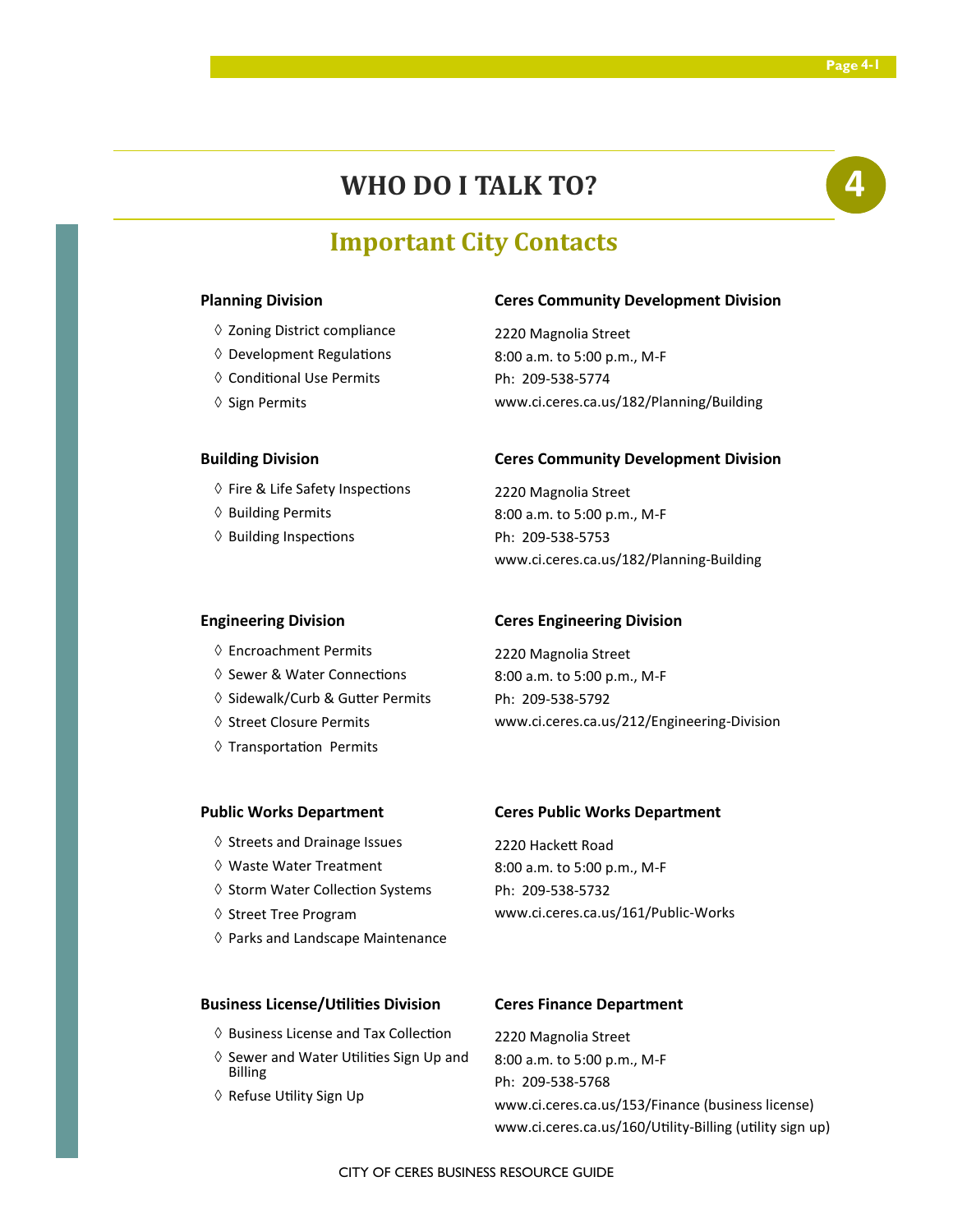# WHO DO I TALK TO?

## Important City Contacts

**Planning Division**

- ◊ Zoning District compliance
- ◊ Development Regulations
- ◊ Conditional Use Permits
- ◊ Sign Permits

**Ceres Community Development Division**

2220 Magnolia Street
8:00 a.m. to 5:00 p.m., M-F
Ph: 209-538-5774
www.ci.ceres.ca.us/182/Planning/Building

**Building Division**

- ◊ Fire & Life Safety Inspections
- ◊ Building Permits
- ◊ Building Inspections

**Ceres Community Development Division**

2220 Magnolia Street
8:00 a.m. to 5:00 p.m., M-F
Ph: 209-538-5753
www.ci.ceres.ca.us/182/Planning-Building

**Engineering Division**

- ◊ Encroachment Permits
- ◊ Sewer & Water Connections
- ◊ Sidewalk/Curb & Gutter Permits
- ◊ Street Closure Permits
- ◊ Transportation Permits

**Ceres Engineering Division**

2220 Magnolia Street
8:00 a.m. to 5:00 p.m., M-F
Ph: 209-538-5792
www.ci.ceres.ca.us/212/Engineering-Division

**Public Works Department**

- ◊ Streets and Drainage Issues
- ◊ Waste Water Treatment
- ◊ Storm Water Collection Systems
- ◊ Street Tree Program
- ◊ Parks and Landscape Maintenance

**Ceres Public Works Department**

2220 Hackett Road
8:00 a.m. to 5:00 p.m., M-F
Ph: 209-538-5732
www.ci.ceres.ca.us/161/Public-Works

**Business License/Utilities Division**

- ◊ Business License and Tax Collection
- ◊ Sewer and Water Utilities Sign Up and Billing
- ◊ Refuse Utility Sign Up

**Ceres Finance Department**

2220 Magnolia Street
8:00 a.m. to 5:00 p.m., M-F
Ph: 209-538-5768
www.ci.ceres.ca.us/153/Finance (business license)
www.ci.ceres.ca.us/160/Utility-Billing (utility sign up)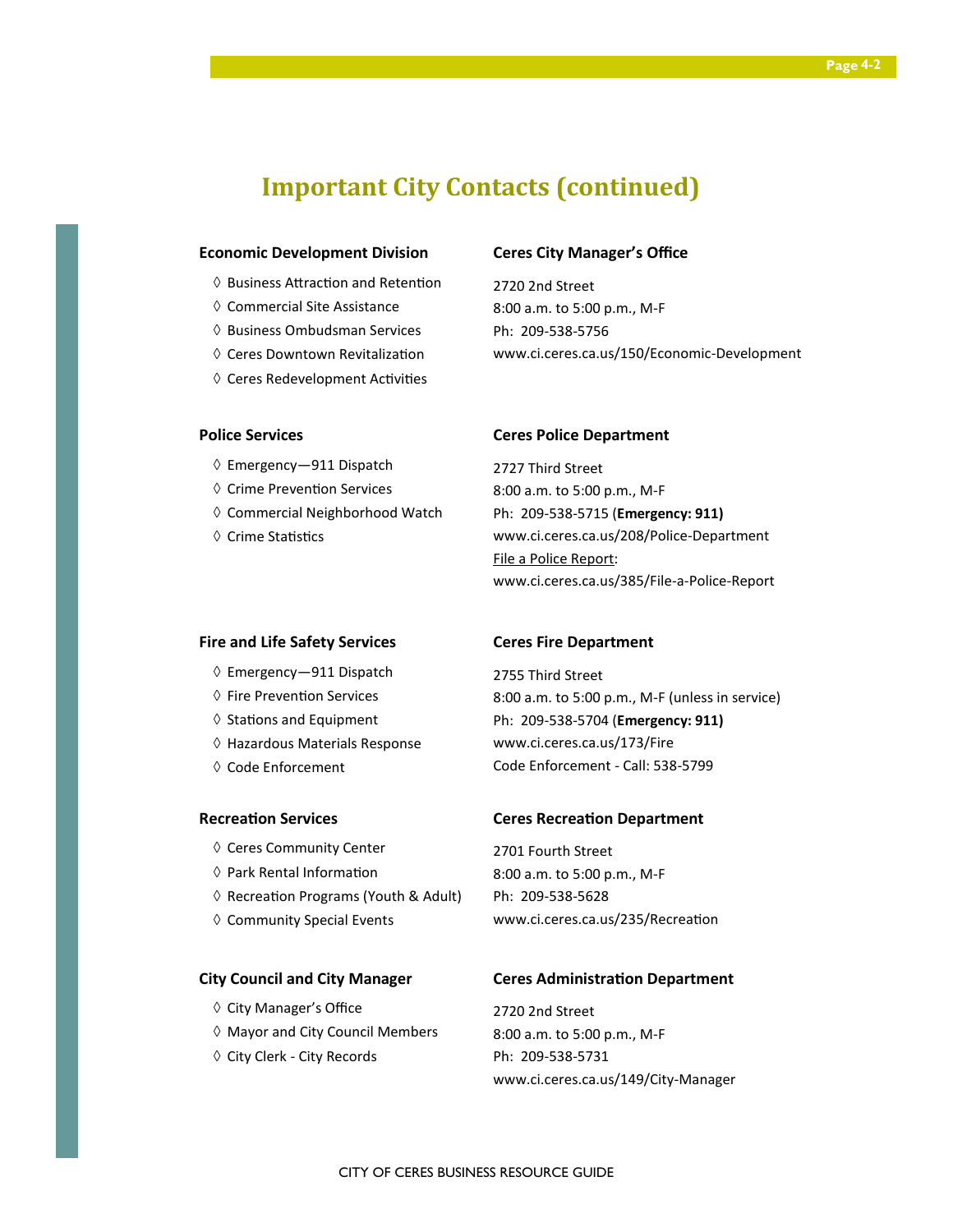# Important City Contacts (continued)

**Economic Development Division**

- ◊ Business Attraction and Retention
- ◊ Commercial Site Assistance
- ◊ Business Ombudsman Services
- ◊ Ceres Downtown Revitalization
- ◊ Ceres Redevelopment Activities

**Ceres City Manager's Office**

2720 2nd Street
8:00 a.m. to 5:00 p.m., M-F
Ph: 209-538-5756
www.ci.ceres.ca.us/150/Economic-Development

**Police Services**

- ◊ Emergency—911 Dispatch
- ◊ Crime Prevention Services
- ◊ Commercial Neighborhood Watch
- ◊ Crime Statistics

**Ceres Police Department**

2727 Third Street
8:00 a.m. to 5:00 p.m., M-F
Ph: 209-538-5715 (**Emergency: 911)**
www.ci.ceres.ca.us/208/Police-Department
File a Police Report:
www.ci.ceres.ca.us/385/File-a-Police-Report

**Fire and Life Safety Services**

- ◊ Emergency—911 Dispatch
- ◊ Fire Prevention Services
- ◊ Stations and Equipment
- ◊ Hazardous Materials Response
- ◊ Code Enforcement

**Ceres Fire Department**

2755 Third Street
8:00 a.m. to 5:00 p.m., M-F (unless in service)
Ph: 209-538-5704 (**Emergency: 911)**
www.ci.ceres.ca.us/173/Fire
Code Enforcement - Call: 538-5799

**Recreation Services**

- ◊ Ceres Community Center
- ◊ Park Rental Information
- ◊ Recreation Programs (Youth & Adult)
- ◊ Community Special Events

**Ceres Recreation Department**

2701 Fourth Street
8:00 a.m. to 5:00 p.m., M-F
Ph: 209-538-5628
www.ci.ceres.ca.us/235/Recreation

**City Council and City Manager**

- ◊ City Manager's Office
- ◊ Mayor and City Council Members
- ◊ City Clerk - City Records

**Ceres Administration Department**

2720 2nd Street
8:00 a.m. to 5:00 p.m., M-F
Ph: 209-538-5731
www.ci.ceres.ca.us/149/City-Manager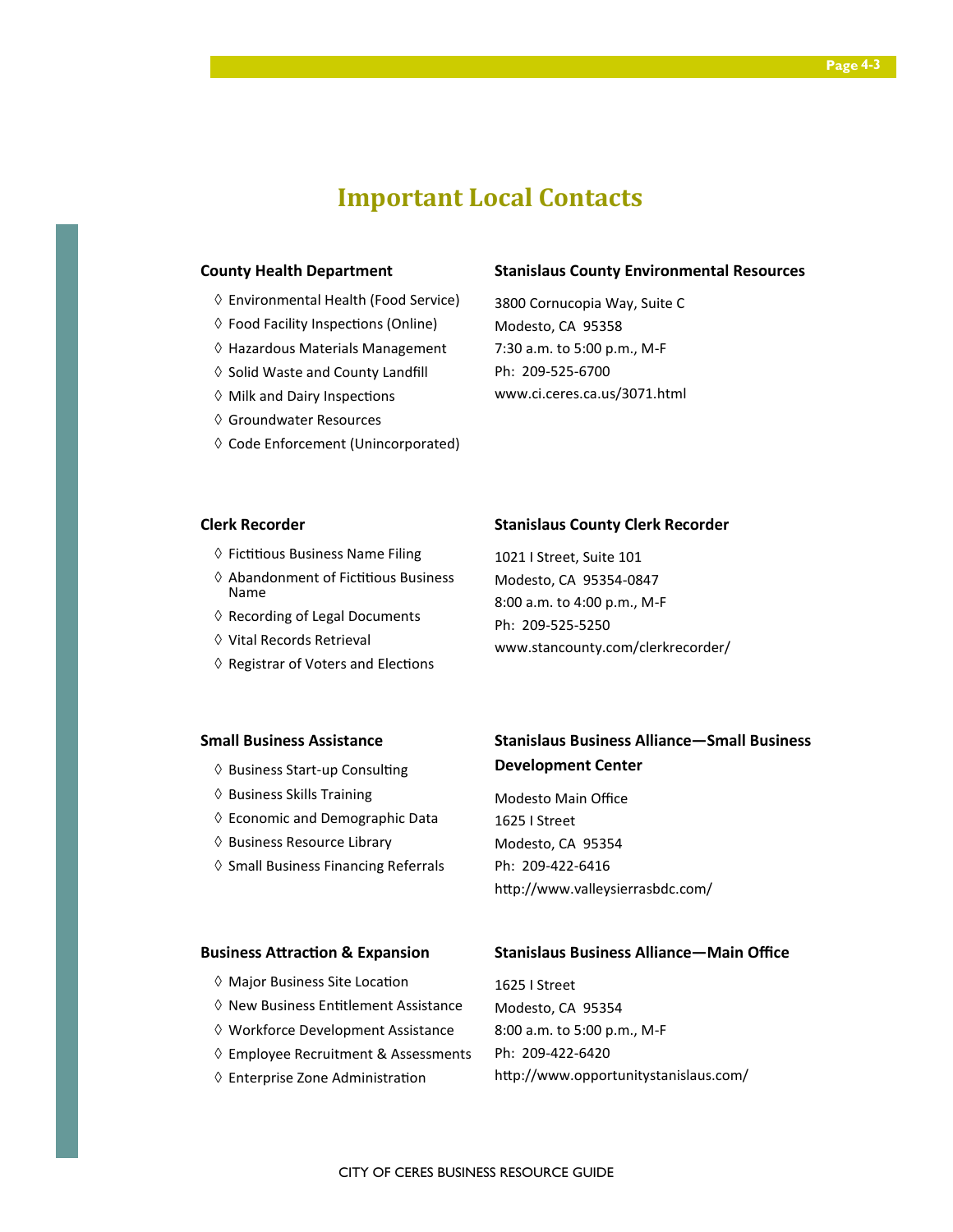# Important Local Contacts

### County Health Department

- Environmental Health (Food Service)
- Food Facility Inspections (Online)
- Hazardous Materials Management
- Solid Waste and County Landfill
- Milk and Dairy Inspections
- Groundwater Resources
- Code Enforcement (Unincorporated)

### Stanislaus County Environmental Resources

3800 Cornucopia Way, Suite C
Modesto, CA 95358
7:30 a.m. to 5:00 p.m., M-F
Ph: 209-525-6700
www.ci.ceres.ca.us/3071.html

### Clerk Recorder

- Fictitious Business Name Filing
- Abandonment of Fictitious Business Name
- Recording of Legal Documents
- Vital Records Retrieval
- Registrar of Voters and Elections

### Stanislaus County Clerk Recorder

1021 I Street, Suite 101
Modesto, CA 95354-0847
8:00 a.m. to 4:00 p.m., M-F
Ph: 209-525-5250
www.stancounty.com/clerkrecorder/

### Small Business Assistance

- Business Start-up Consulting
- Business Skills Training
- Economic and Demographic Data
- Business Resource Library
- Small Business Financing Referrals

### Stanislaus Business Alliance—Small Business Development Center

Modesto Main Office
1625 I Street
Modesto, CA 95354
Ph: 209-422-6416
http://www.valleysierrasbdc.com/

### Business Attraction & Expansion

- Major Business Site Location
- New Business Entitlement Assistance
- Workforce Development Assistance
- Employee Recruitment & Assessments
- Enterprise Zone Administration

### Stanislaus Business Alliance—Main Office

1625 I Street
Modesto, CA 95354
8:00 a.m. to 5:00 p.m., M-F
Ph: 209-422-6420
http://www.opportunitystanislaus.com/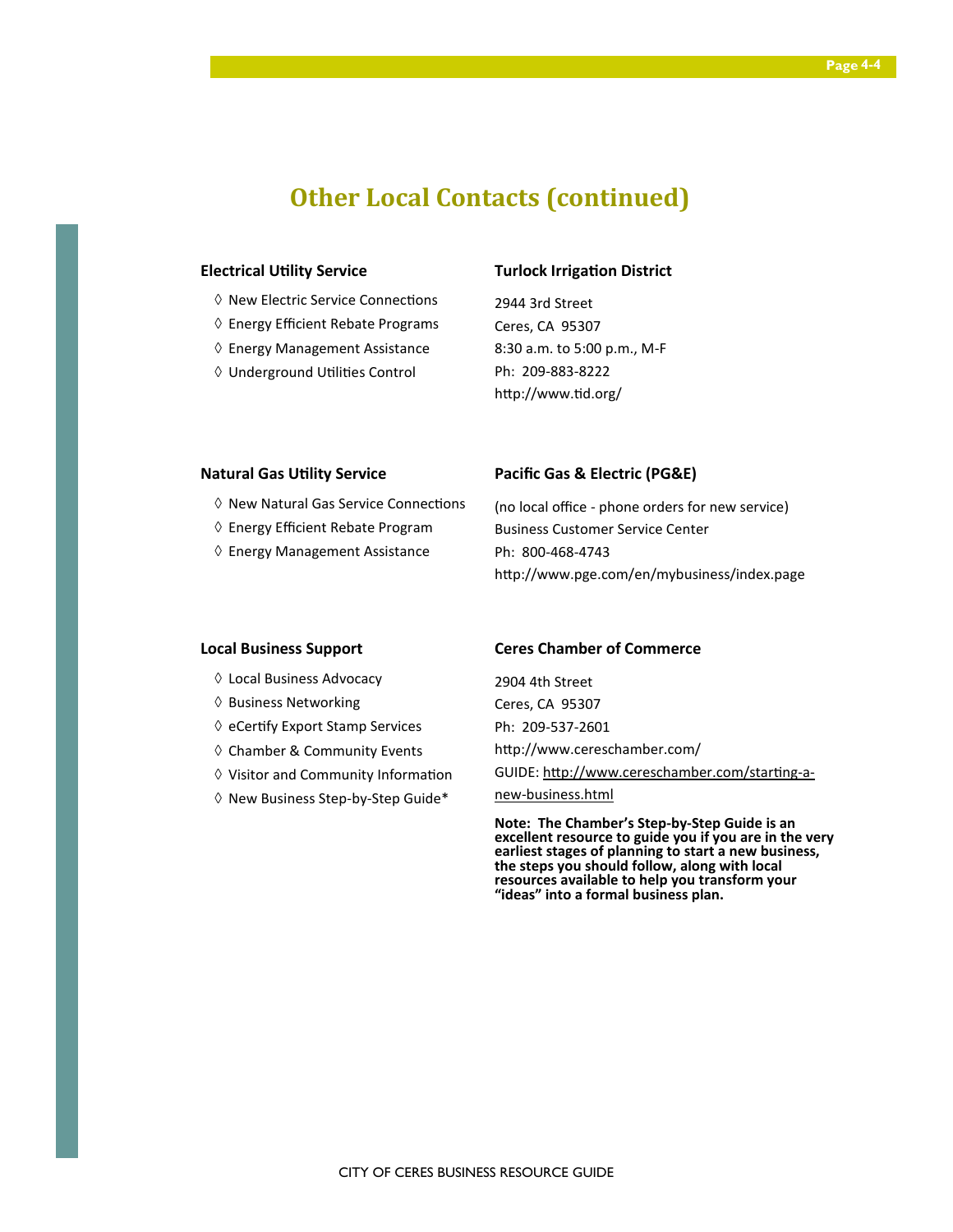# Other Local Contacts (continued)

**Electrical Utility Service**

- ◊ New Electric Service Connections
- ◊ Energy Efficient Rebate Programs
- ◊ Energy Management Assistance
- ◊ Underground Utilities Control

**Turlock Irrigation District**

2944 3rd Street
Ceres, CA 95307
8:30 a.m. to 5:00 p.m., M-F
Ph: 209-883-8222
http://www.tid.org/

**Natural Gas Utility Service**

- ◊ New Natural Gas Service Connections
- ◊ Energy Efficient Rebate Program
- ◊ Energy Management Assistance

**Pacific Gas & Electric (PG&E)**

(no local office - phone orders for new service)
Business Customer Service Center
Ph: 800-468-4743
http://www.pge.com/en/mybusiness/index.page

**Local Business Support**

- ◊ Local Business Advocacy
- ◊ Business Networking
- ◊ eCertify Export Stamp Services
- ◊ Chamber & Community Events
- ◊ Visitor and Community Information
- ◊ New Business Step-by-Step Guide*

**Ceres Chamber of Commerce**

2904 4th Street
Ceres, CA 95307
Ph: 209-537-2601
http://www.cereschamber.com/
GUIDE: http://www.cereschamber.com/starting-a-new-business.html

**Note: The Chamber's Step-by-Step Guide is an excellent resource to guide you if you are in the very earliest stages of planning to start a new business, the steps you should follow, along with local resources available to help you transform your "ideas" into a formal business plan.**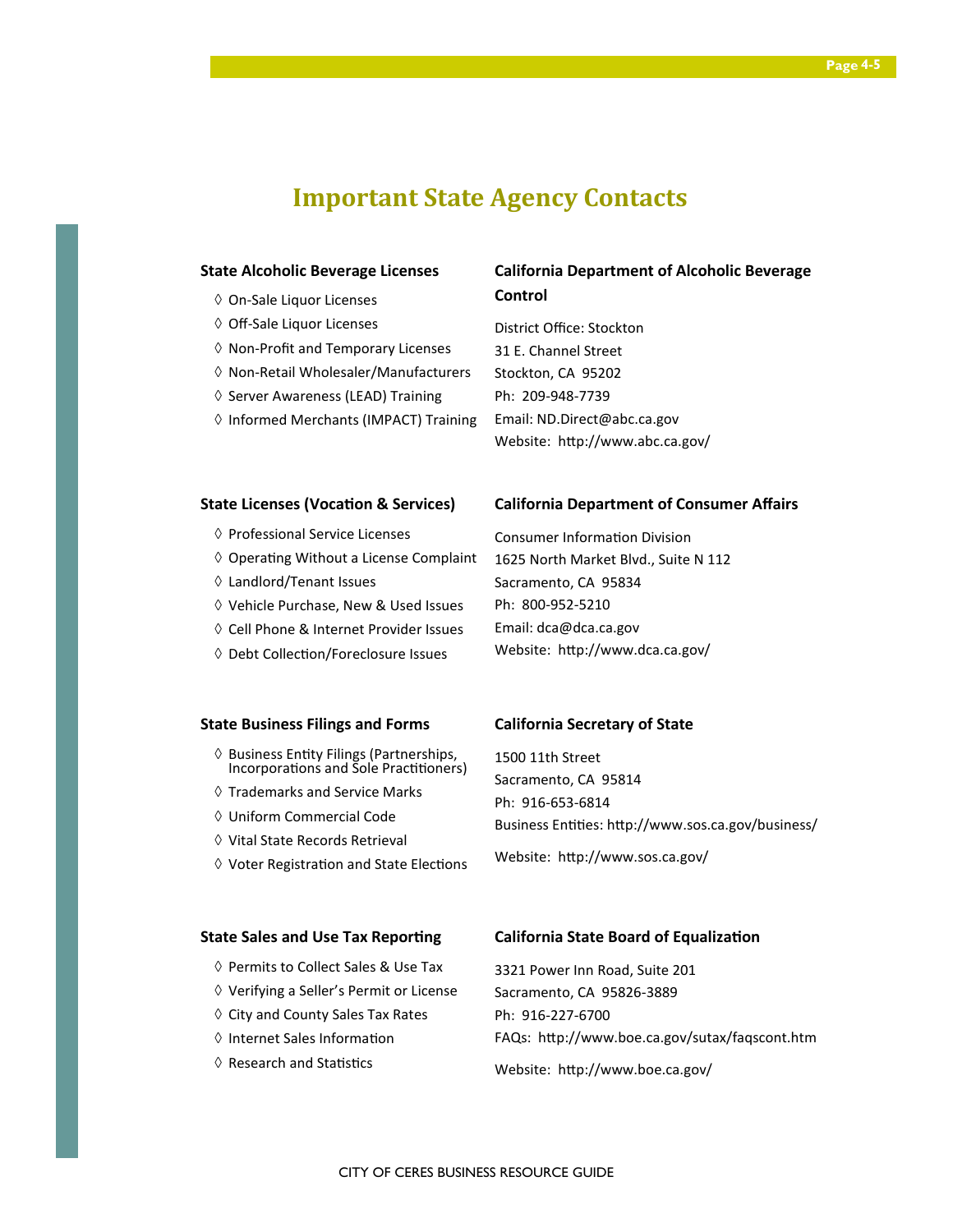# Important State Agency Contacts

### State Alcoholic Beverage Licenses

- ◊ On-Sale Liquor Licenses
- ◊ Off-Sale Liquor Licenses
- ◊ Non-Profit and Temporary Licenses
- ◊ Non-Retail Wholesaler/Manufacturers
- ◊ Server Awareness (LEAD) Training
- ◊ Informed Merchants (IMPACT) Training

### California Department of Alcoholic Beverage Control

District Office: Stockton
31 E. Channel Street
Stockton, CA 95202
Ph: 209-948-7739
Email: ND.Direct@abc.ca.gov
Website: http://www.abc.ca.gov/

### State Licenses (Vocation & Services)

- ◊ Professional Service Licenses
- ◊ Operating Without a License Complaint
- ◊ Landlord/Tenant Issues
- ◊ Vehicle Purchase, New & Used Issues
- ◊ Cell Phone & Internet Provider Issues
- ◊ Debt Collection/Foreclosure Issues

### California Department of Consumer Affairs

Consumer Information Division
1625 North Market Blvd., Suite N 112
Sacramento, CA 95834
Ph: 800-952-5210
Email: dca@dca.ca.gov
Website: http://www.dca.ca.gov/

### State Business Filings and Forms

- ◊ Business Entity Filings (Partnerships, Incorporations and Sole Practitioners)
- ◊ Trademarks and Service Marks
- ◊ Uniform Commercial Code
- ◊ Vital State Records Retrieval
- ◊ Voter Registration and State Elections

### California Secretary of State

1500 11th Street
Sacramento, CA 95814
Ph: 916-653-6814
Business Entities: http://www.sos.ca.gov/business/

Website: http://www.sos.ca.gov/

### State Sales and Use Tax Reporting

- ◊ Permits to Collect Sales & Use Tax
- ◊ Verifying a Seller's Permit or License
- ◊ City and County Sales Tax Rates
- ◊ Internet Sales Information
- ◊ Research and Statistics

### California State Board of Equalization

3321 Power Inn Road, Suite 201
Sacramento, CA 95826-3889
Ph: 916-227-6700
FAQs: http://www.boe.ca.gov/sutax/faqscont.htm

Website: http://www.boe.ca.gov/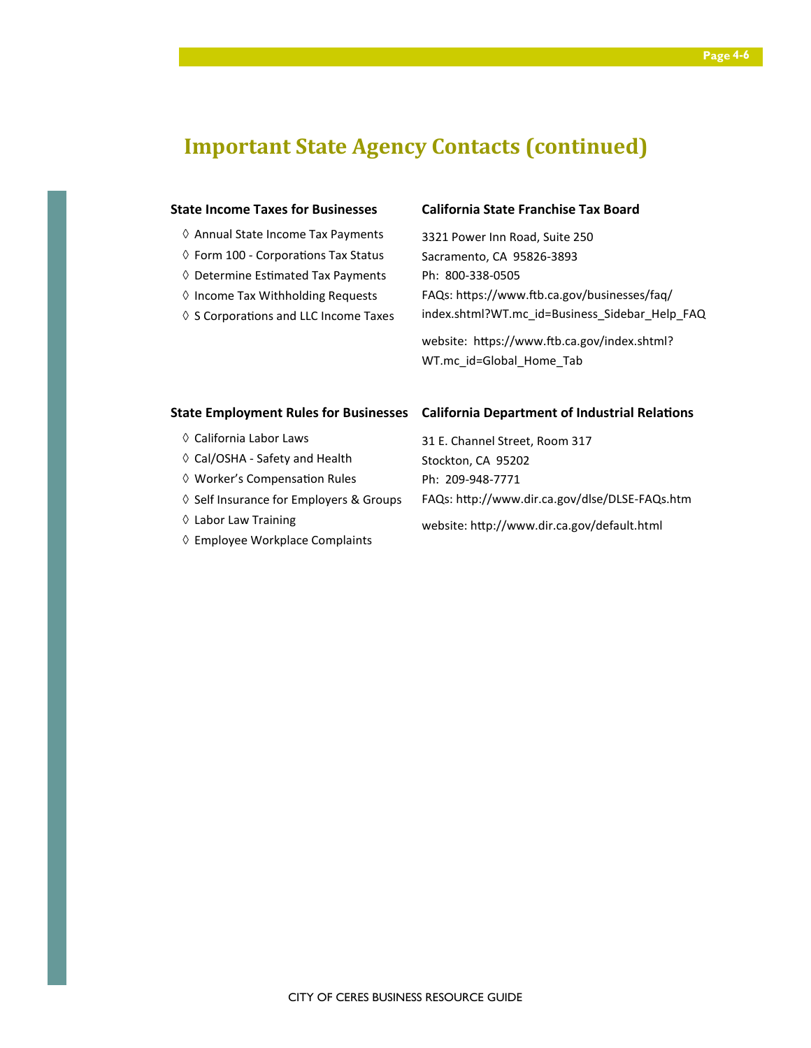# Important State Agency Contacts (continued)

**State Income Taxes for Businesses**

- ◊ Annual State Income Tax Payments
- ◊ Form 100 - Corporations Tax Status
- ◊ Determine Estimated Tax Payments
- ◊ Income Tax Withholding Requests
- ◊ S Corporations and LLC Income Taxes

**California State Franchise Tax Board**

3321 Power Inn Road, Suite 250
Sacramento, CA 95826-3893
Ph: 800-338-0505
FAQs: https://www.ftb.ca.gov/businesses/faq/index.shtml?WT.mc_id=Business_Sidebar_Help_FAQ

website: https://www.ftb.ca.gov/index.shtml?WT.mc_id=Global_Home_Tab

**State Employment Rules for Businesses**

- ◊ California Labor Laws
- ◊ Cal/OSHA - Safety and Health
- ◊ Worker's Compensation Rules
- ◊ Self Insurance for Employers & Groups
- ◊ Labor Law Training
- ◊ Employee Workplace Complaints

**California Department of Industrial Relations**

31 E. Channel Street, Room 317
Stockton, CA 95202
Ph: 209-948-7771
FAQs: http://www.dir.ca.gov/dlse/DLSE-FAQs.htm

website: http://www.dir.ca.gov/default.html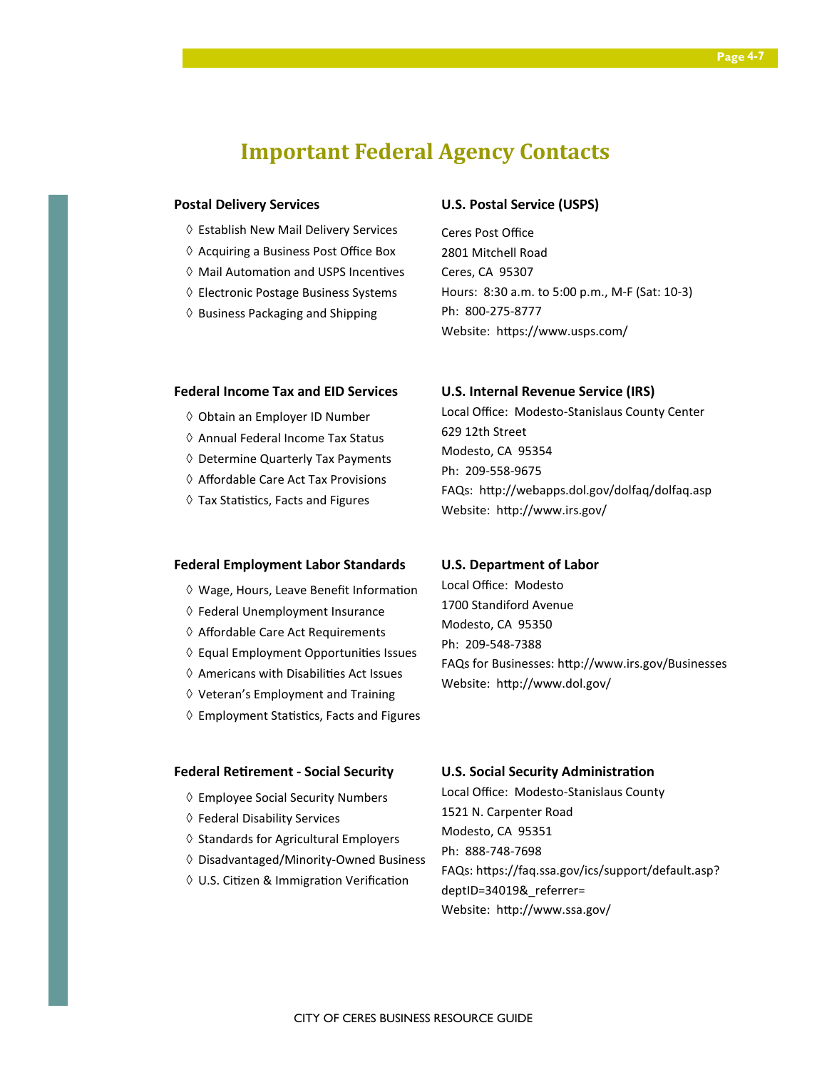# Important Federal Agency Contacts

### Postal Delivery Services

- ◊ Establish New Mail Delivery Services
- ◊ Acquiring a Business Post Office Box
- ◊ Mail Automation and USPS Incentives
- ◊ Electronic Postage Business Systems
- ◊ Business Packaging and Shipping

### U.S. Postal Service (USPS)

Ceres Post Office
2801 Mitchell Road
Ceres, CA 95307
Hours: 8:30 a.m. to 5:00 p.m., M-F (Sat: 10-3)
Ph: 800-275-8777
Website: https://www.usps.com/

### Federal Income Tax and EID Services

- ◊ Obtain an Employer ID Number
- ◊ Annual Federal Income Tax Status
- ◊ Determine Quarterly Tax Payments
- ◊ Affordable Care Act Tax Provisions
- ◊ Tax Statistics, Facts and Figures

### U.S. Internal Revenue Service (IRS)

Local Office: Modesto-Stanislaus County Center
629 12th Street
Modesto, CA 95354
Ph: 209-558-9675
FAQs: http://webapps.dol.gov/dolfaq/dolfaq.asp
Website: http://www.irs.gov/

### Federal Employment Labor Standards

- ◊ Wage, Hours, Leave Benefit Information
- ◊ Federal Unemployment Insurance
- ◊ Affordable Care Act Requirements
- ◊ Equal Employment Opportunities Issues
- ◊ Americans with Disabilities Act Issues
- ◊ Veteran's Employment and Training
- ◊ Employment Statistics, Facts and Figures

### U.S. Department of Labor

Local Office: Modesto
1700 Standiford Avenue
Modesto, CA 95350
Ph: 209-548-7388
FAQs for Businesses: http://www.irs.gov/Businesses
Website: http://www.dol.gov/

### Federal Retirement - Social Security

- ◊ Employee Social Security Numbers
- ◊ Federal Disability Services
- ◊ Standards for Agricultural Employers
- ◊ Disadvantaged/Minority-Owned Business
- ◊ U.S. Citizen & Immigration Verification

### U.S. Social Security Administration

Local Office: Modesto-Stanislaus County
1521 N. Carpenter Road
Modesto, CA 95351
Ph: 888-748-7698
FAQs: https://faq.ssa.gov/ics/support/default.asp?deptID=34019&_referrer=
Website: http://www.ssa.gov/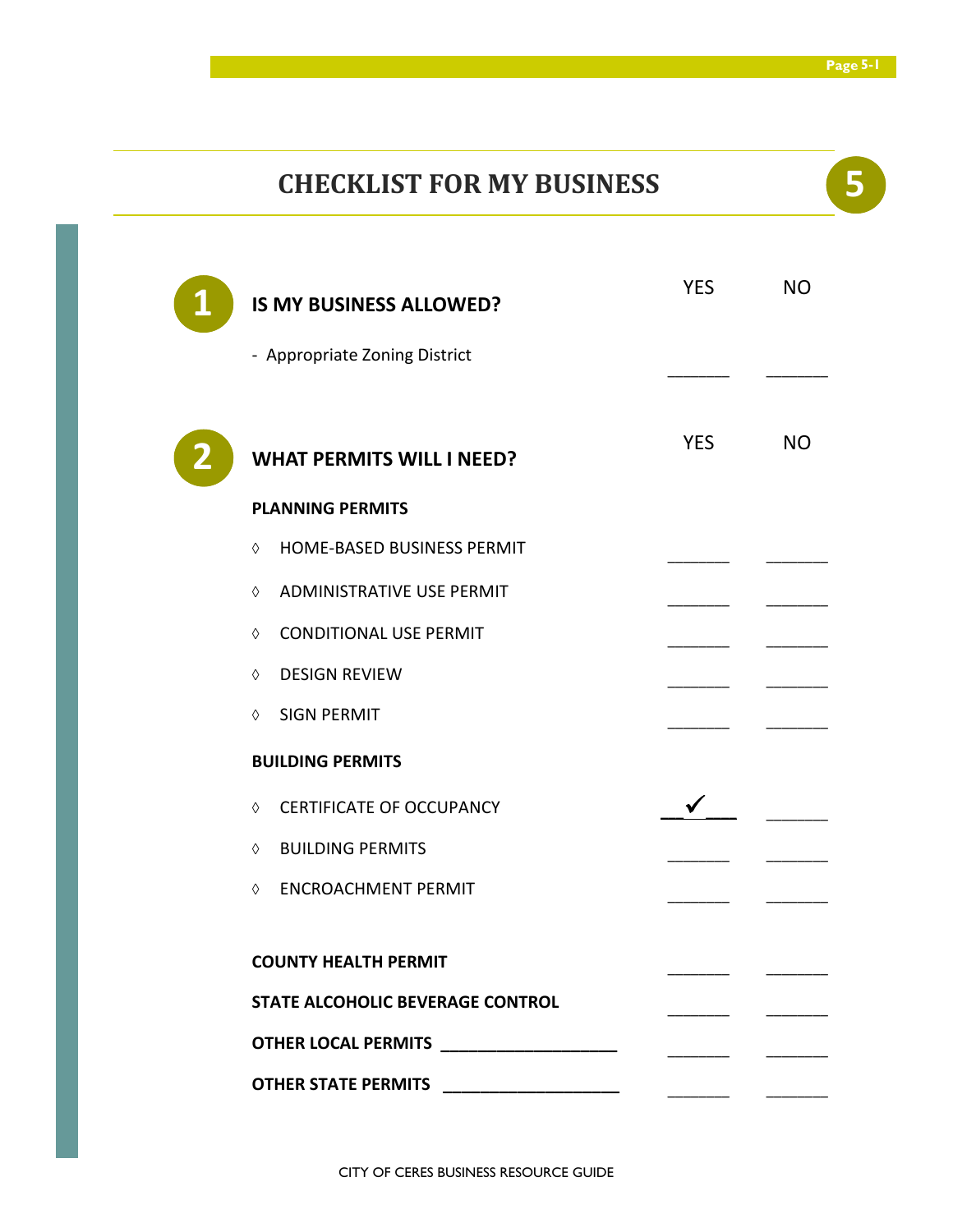# CHECKLIST FOR MY BUSINESS

5

## 1 IS MY BUSINESS ALLOWED?

| | YES | NO |
|---|---|---|
| - Appropriate Zoning District | ______ | ______ |

## 2 WHAT PERMITS WILL I NEED?

| | YES | NO |
|---|---|---|
| **PLANNING PERMITS** | | |
| ◊ HOME-BASED BUSINESS PERMIT | ______ | ______ |
| ◊ ADMINISTRATIVE USE PERMIT | ______ | ______ |
| ◊ CONDITIONAL USE PERMIT | ______ | ______ |
| ◊ DESIGN REVIEW | ______ | ______ |
| ◊ SIGN PERMIT | ______ | ______ |
| **BUILDING PERMITS** | | |
| ◊ CERTIFICATE OF OCCUPANCY | __✓__ | ______ |
| ◊ BUILDING PERMITS | ______ | ______ |
| ◊ ENCROACHMENT PERMIT | ______ | ______ |
| **COUNTY HEALTH PERMIT** | ______ | ______ |
| **STATE ALCOHOLIC BEVERAGE CONTROL** | ______ | ______ |
| **OTHER LOCAL PERMITS** ___________________ | ______ | ______ |
| **OTHER STATE PERMITS** ___________________ | ______ | ______ |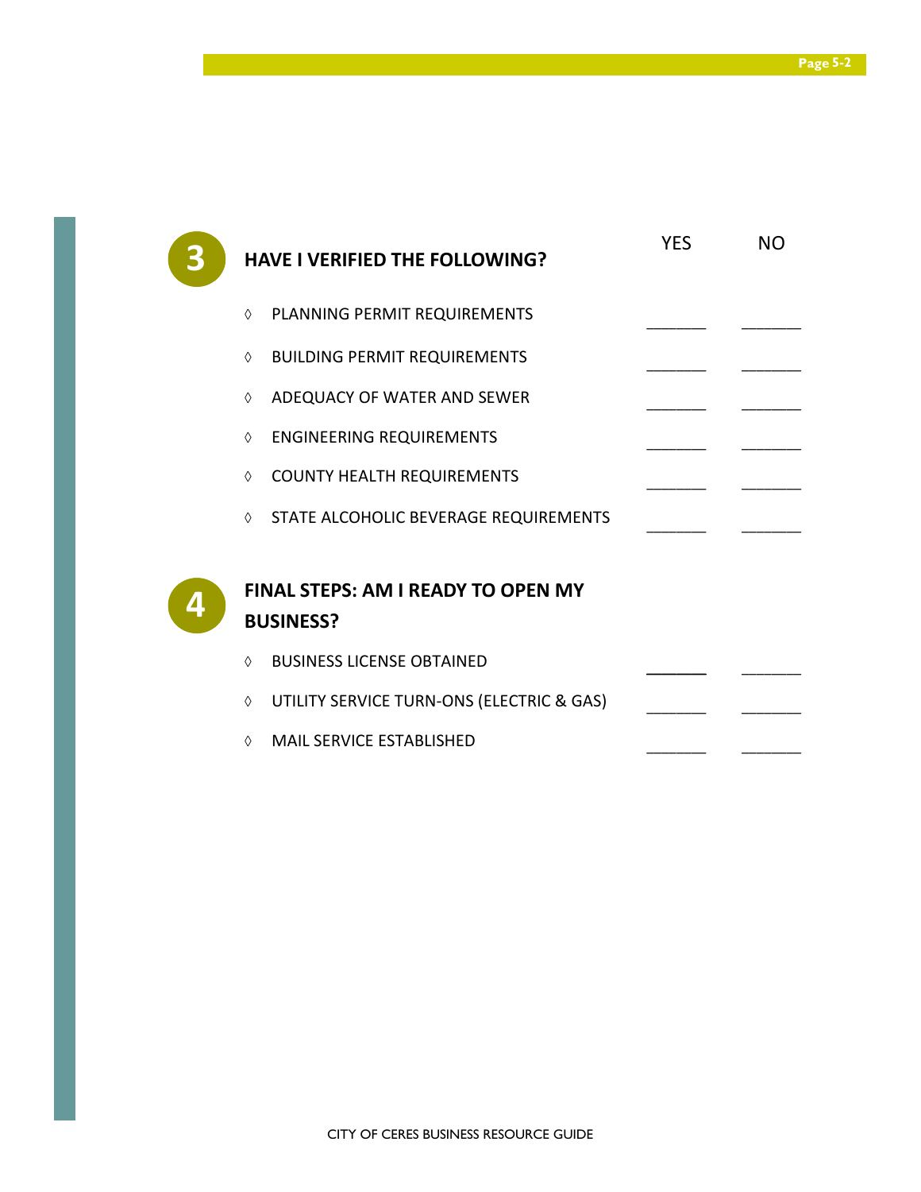## 3 HAVE I VERIFIED THE FOLLOWING?

| | YES | NO |
|---|---|---|
| ◊ PLANNING PERMIT REQUIREMENTS | _______ | _______ |
| ◊ BUILDING PERMIT REQUIREMENTS | _______ | _______ |
| ◊ ADEQUACY OF WATER AND SEWER | _______ | _______ |
| ◊ ENGINEERING REQUIREMENTS | _______ | _______ |
| ◊ COUNTY HEALTH REQUIREMENTS | _______ | _______ |
| ◊ STATE ALCOHOLIC BEVERAGE REQUIREMENTS | _______ | _______ |

## 4 FINAL STEPS: AM I READY TO OPEN MY BUSINESS?

| | YES | NO |
|---|---|---|
| ◊ BUSINESS LICENSE OBTAINED | _______ | _______ |
| ◊ UTILITY SERVICE TURN-ONS (ELECTRIC & GAS) | _______ | _______ |
| ◊ MAIL SERVICE ESTABLISHED | _______ | _______ |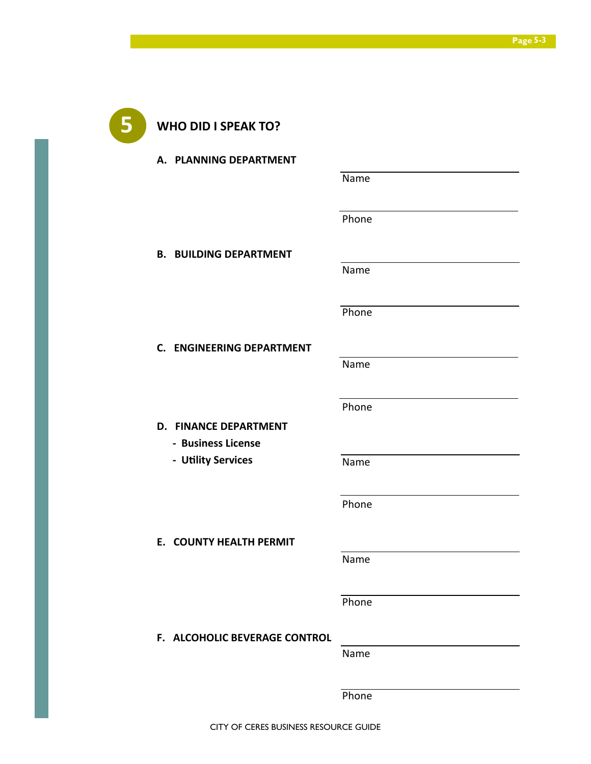## 5 WHO DID I SPEAK TO?

**A. PLANNING DEPARTMENT**

Name

Phone

**B. BUILDING DEPARTMENT**

Name

Phone

**C. ENGINEERING DEPARTMENT**

Name

Phone

**D. FINANCE DEPARTMENT**

- **Business License**
- **Utility Services**

Name

Phone

**E. COUNTY HEALTH PERMIT**

Name

Phone

**F. ALCOHOLIC BEVERAGE CONTROL**

Name

Phone